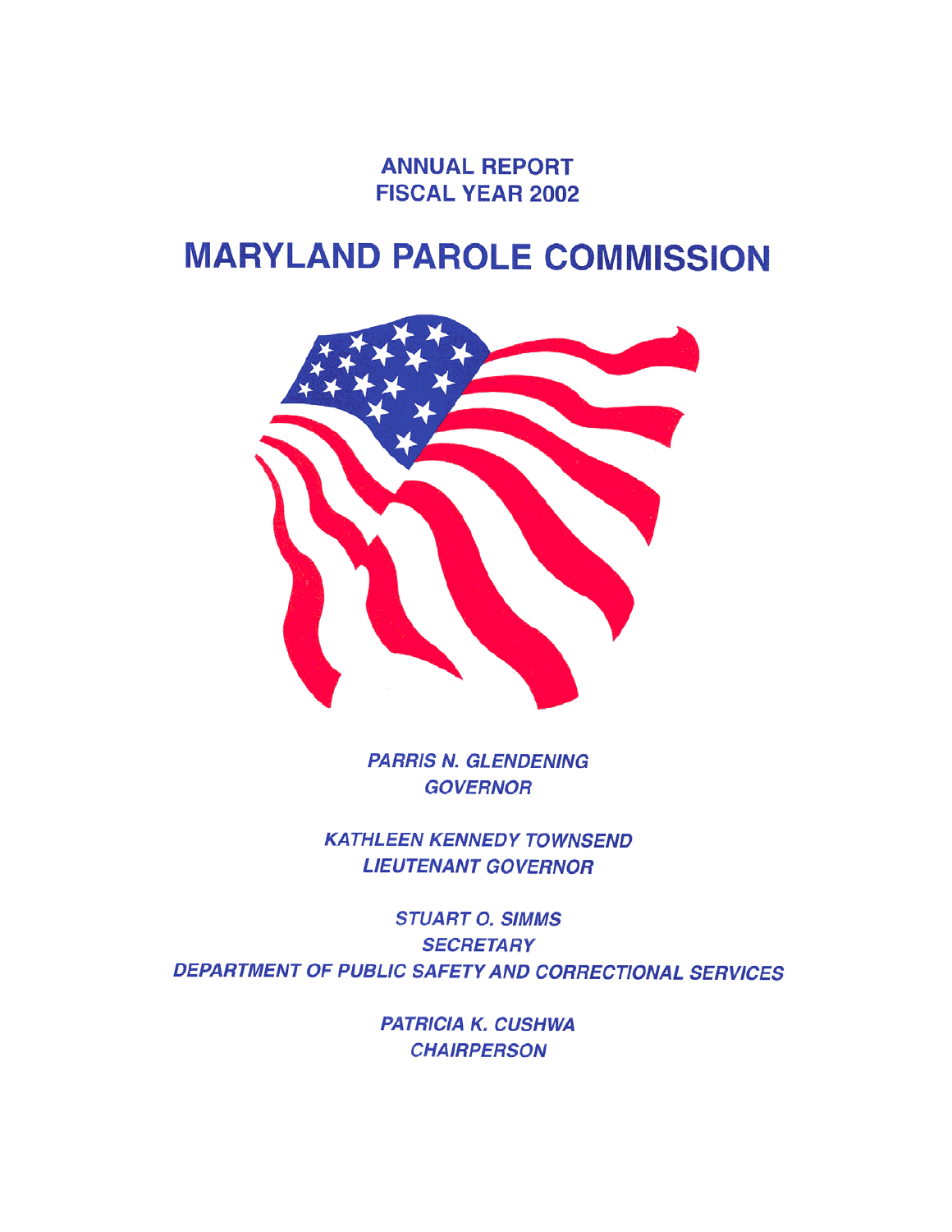# ANNUAL REPORT
# FISCAL YEAR 2002

# MARYLAND PAROLE COMMISSION

***PARRIS N. GLENDENING***
***GOVERNOR***

***KATHLEEN KENNEDY TOWNSEND***
***LIEUTENANT GOVERNOR***

***STUART O. SIMMS***
***SECRETARY***
***DEPARTMENT OF PUBLIC SAFETY AND CORRECTIONAL SERVICES***

***PATRICIA K. CUSHWA***
***CHAIRPERSON***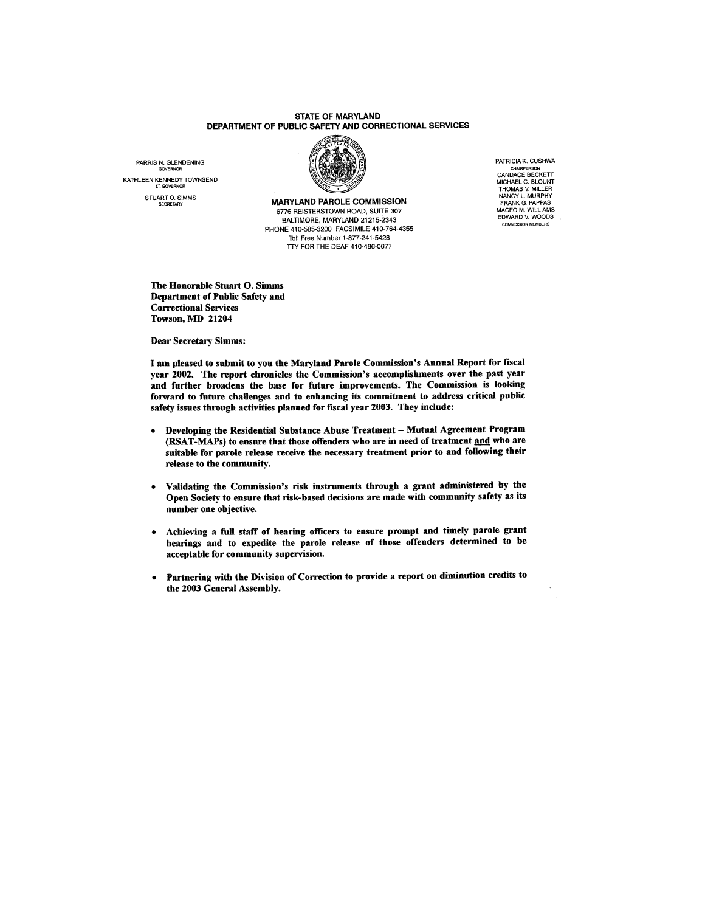**STATE OF MARYLAND**
**DEPARTMENT OF PUBLIC SAFETY AND CORRECTIONAL SERVICES**

PARRIS N. GLENDENING
GOVERNOR

KATHLEEN KENNEDY TOWNSEND
LT. GOVERNOR

STUART O. SIMMS
SECRETARY

**MARYLAND PAROLE COMMISSION**
6776 REISTERSTOWN ROAD, SUITE 307
BALTIMORE, MARYLAND 21215-2343
PHONE 410-585-3200 FACSIMILE 410-764-4355
Toll Free Number 1-877-241-5428
TTY FOR THE DEAF 410-486-0677

PATRICIA K. CUSHWA
CHAIRPERSON
CANDACE BECKETT
MICHAEL C. BLOUNT
THOMAS V. MILLER
NANCY L. MURPHY
FRANK G. PAPPAS
MACEO M. WILLIAMS
EDWARD V. WOODS
COMMISSION MEMBERS

**The Honorable Stuart O. Simms**
**Department of Public Safety and**
**Correctional Services**
**Towson, MD 21204**

**Dear Secretary Simms:**

**I am pleased to submit to you the Maryland Parole Commission's Annual Report for fiscal year 2002. The report chronicles the Commission's accomplishments over the past year and further broadens the base for future improvements. The Commission is looking forward to future challenges and to enhancing its commitment to address critical public safety issues through activities planned for fiscal year 2003. They include:**

- **Developing the Residential Substance Abuse Treatment – Mutual Agreement Program (RSAT-MAPs) to ensure that those offenders who are in need of treatment and who are suitable for parole release receive the necessary treatment prior to and following their release to the community.**
- **Validating the Commission's risk instruments through a grant administered by the Open Society to ensure that risk-based decisions are made with community safety as its number one objective.**
- **Achieving a full staff of hearing officers to ensure prompt and timely parole grant hearings and to expedite the parole release of those offenders determined to be acceptable for community supervision.**
- **Partnering with the Division of Correction to provide a report on diminution credits to the 2003 General Assembly.**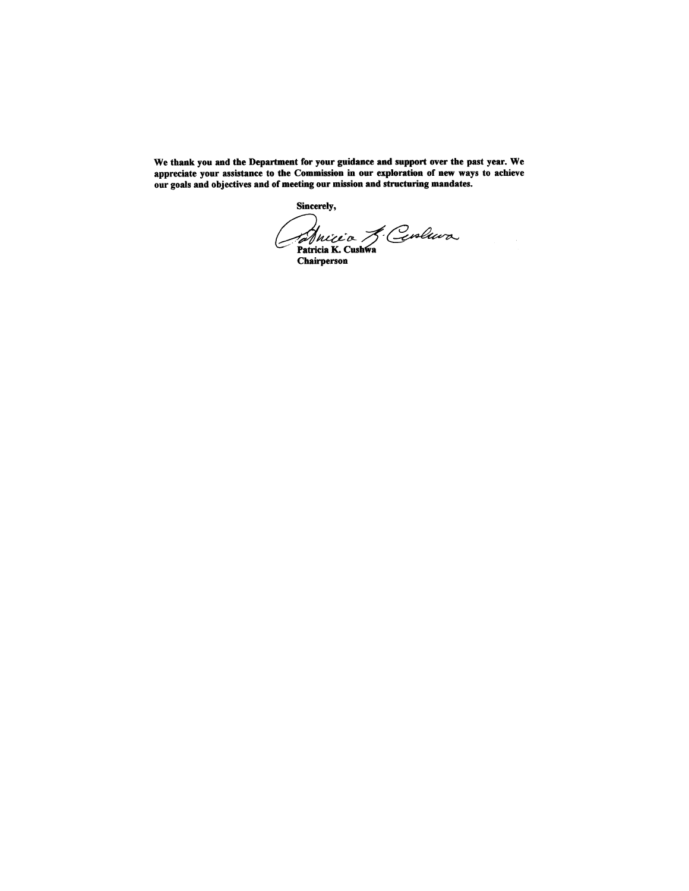**We thank you and the Department for your guidance and support over the past year. We appreciate your assistance to the Commission in our exploration of new ways to achieve our goals and objectives and of meeting our mission and structuring mandates.**

**Sincerely,**

**Patricia K. Cushwa**
**Chairperson**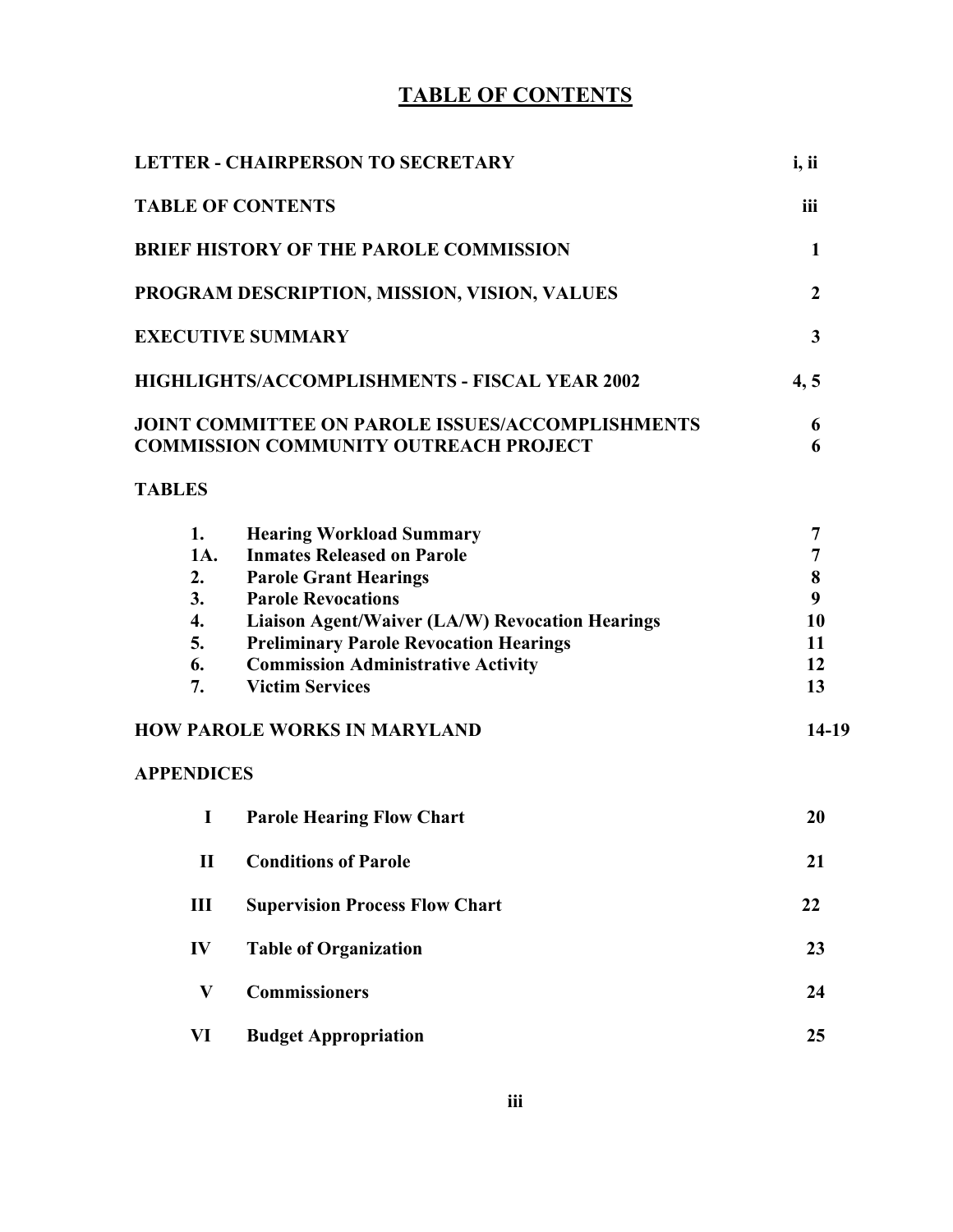# TABLE OF CONTENTS

| | |
|---|---|
| **LETTER - CHAIRPERSON TO SECRETARY** | **i, ii** |
| **TABLE OF CONTENTS** | **iii** |
| **BRIEF HISTORY OF THE PAROLE COMMISSION** | **1** |
| **PROGRAM DESCRIPTION, MISSION, VISION, VALUES** | **2** |
| **EXECUTIVE SUMMARY** | **3** |
| **HIGHLIGHTS/ACCOMPLISHMENTS - FISCAL YEAR 2002** | **4, 5** |
| **JOINT COMMITTEE ON PAROLE ISSUES/ACCOMPLISHMENTS** | **6** |
| **COMMISSION COMMUNITY OUTREACH PROJECT** | **6** |

**TABLES**

| | | |
|---|---|---|
| **1.** | **Hearing Workload Summary** | **7** |
| **1A.** | **Inmates Released on Parole** | **7** |
| **2.** | **Parole Grant Hearings** | **8** |
| **3.** | **Parole Revocations** | **9** |
| **4.** | **Liaison Agent/Waiver (LA/W) Revocation Hearings** | **10** |
| **5.** | **Preliminary Parole Revocation Hearings** | **11** |
| **6.** | **Commission Administrative Activity** | **12** |
| **7.** | **Victim Services** | **13** |

**HOW PAROLE WORKS IN MARYLAND** **14-19**

**APPENDICES**

| | | |
|---|---|---|
| **I** | **Parole Hearing Flow Chart** | **20** |
| **II** | **Conditions of Parole** | **21** |
| **III** | **Supervision Process Flow Chart** | **22** |
| **IV** | **Table of Organization** | **23** |
| **V** | **Commissioners** | **24** |
| **VI** | **Budget Appropriation** | **25** |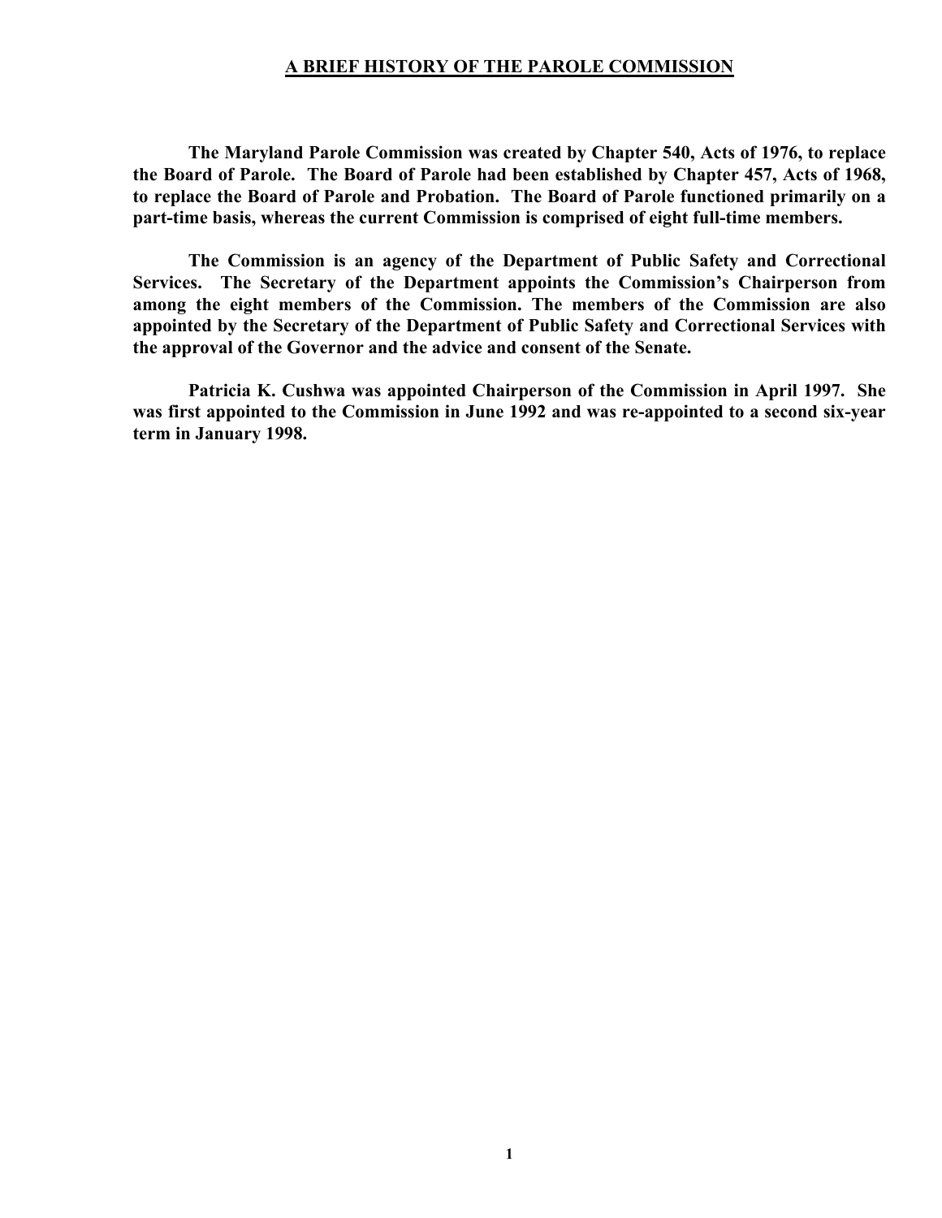## A BRIEF HISTORY OF THE PAROLE COMMISSION

**The Maryland Parole Commission was created by Chapter 540, Acts of 1976, to replace the Board of Parole. The Board of Parole had been established by Chapter 457, Acts of 1968, to replace the Board of Parole and Probation. The Board of Parole functioned primarily on a part-time basis, whereas the current Commission is comprised of eight full-time members.**

**The Commission is an agency of the Department of Public Safety and Correctional Services. The Secretary of the Department appoints the Commission's Chairperson from among the eight members of the Commission. The members of the Commission are also appointed by the Secretary of the Department of Public Safety and Correctional Services with the approval of the Governor and the advice and consent of the Senate.**

**Patricia K. Cushwa was appointed Chairperson of the Commission in April 1997. She was first appointed to the Commission in June 1992 and was re-appointed to a second six-year term in January 1998.**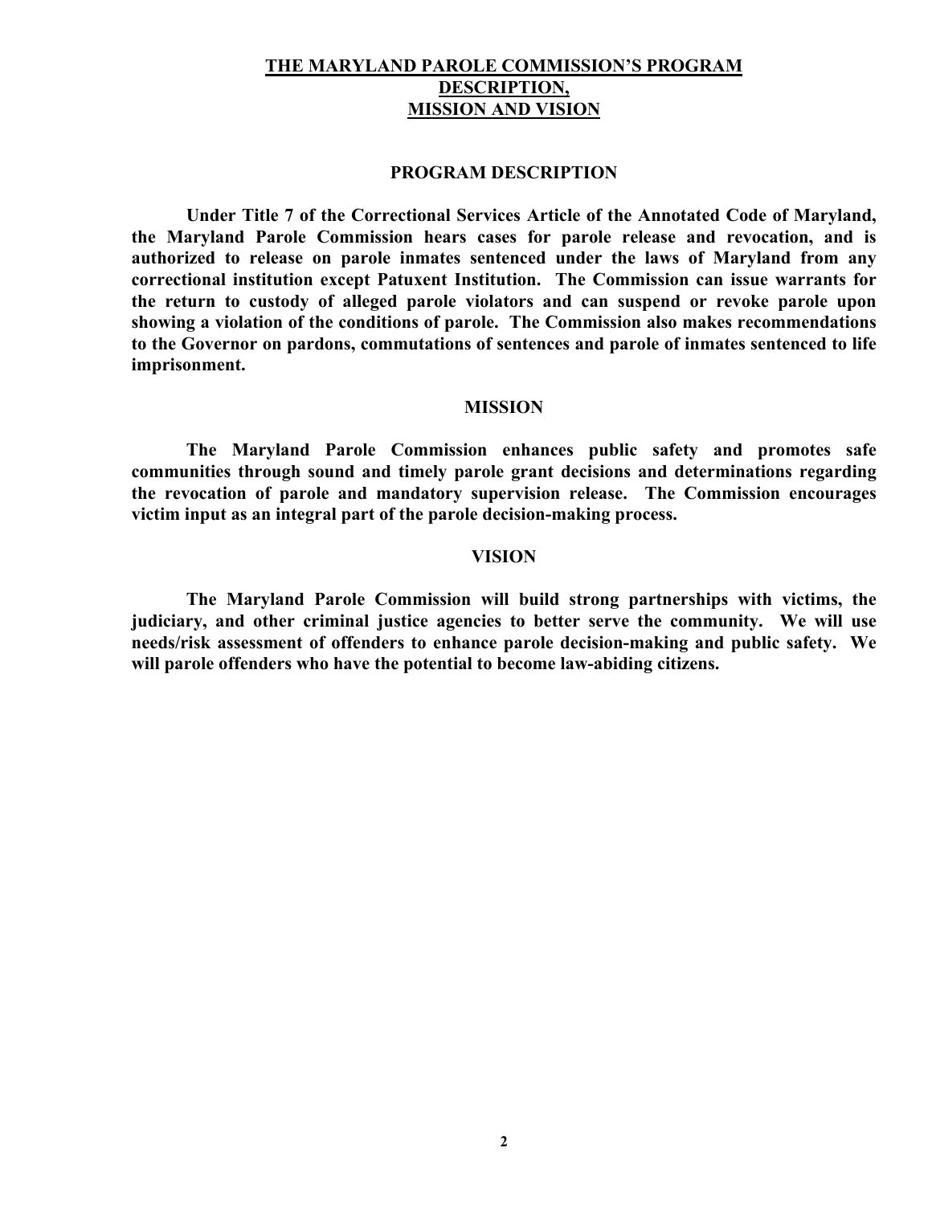# THE MARYLAND PAROLE COMMISSION'S PROGRAM DESCRIPTION, MISSION AND VISION

## PROGRAM DESCRIPTION

**Under Title 7 of the Correctional Services Article of the Annotated Code of Maryland, the Maryland Parole Commission hears cases for parole release and revocation, and is authorized to release on parole inmates sentenced under the laws of Maryland from any correctional institution except Patuxent Institution. The Commission can issue warrants for the return to custody of alleged parole violators and can suspend or revoke parole upon showing a violation of the conditions of parole. The Commission also makes recommendations to the Governor on pardons, commutations of sentences and parole of inmates sentenced to life imprisonment.**

## MISSION

**The Maryland Parole Commission enhances public safety and promotes safe communities through sound and timely parole grant decisions and determinations regarding the revocation of parole and mandatory supervision release. The Commission encourages victim input as an integral part of the parole decision-making process.**

## VISION

**The Maryland Parole Commission will build strong partnerships with victims, the judiciary, and other criminal justice agencies to better serve the community. We will use needs/risk assessment of offenders to enhance parole decision-making and public safety. We will parole offenders who have the potential to become law-abiding citizens.**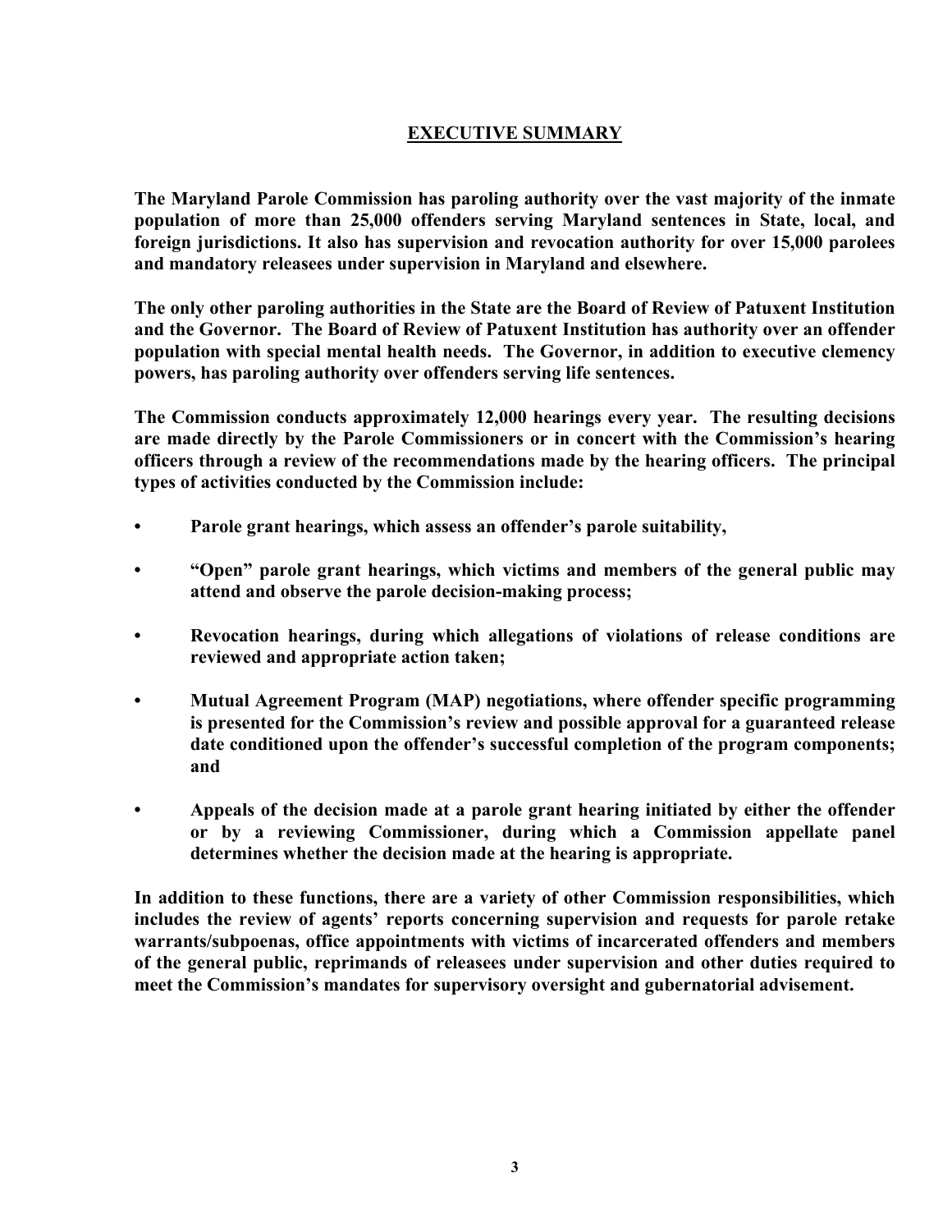## EXECUTIVE SUMMARY

**The Maryland Parole Commission has paroling authority over the vast majority of the inmate population of more than 25,000 offenders serving Maryland sentences in State, local, and foreign jurisdictions. It also has supervision and revocation authority for over 15,000 parolees and mandatory releasees under supervision in Maryland and elsewhere.**

**The only other paroling authorities in the State are the Board of Review of Patuxent Institution and the Governor. The Board of Review of Patuxent Institution has authority over an offender population with special mental health needs. The Governor, in addition to executive clemency powers, has paroling authority over offenders serving life sentences.**

**The Commission conducts approximately 12,000 hearings every year. The resulting decisions are made directly by the Parole Commissioners or in concert with the Commission's hearing officers through a review of the recommendations made by the hearing officers. The principal types of activities conducted by the Commission include:**

- **Parole grant hearings, which assess an offender's parole suitability,**
- **"Open" parole grant hearings, which victims and members of the general public may attend and observe the parole decision-making process;**
- **Revocation hearings, during which allegations of violations of release conditions are reviewed and appropriate action taken;**
- **Mutual Agreement Program (MAP) negotiations, where offender specific programming is presented for the Commission's review and possible approval for a guaranteed release date conditioned upon the offender's successful completion of the program components; and**
- **Appeals of the decision made at a parole grant hearing initiated by either the offender or by a reviewing Commissioner, during which a Commission appellate panel determines whether the decision made at the hearing is appropriate.**

**In addition to these functions, there are a variety of other Commission responsibilities, which includes the review of agents' reports concerning supervision and requests for parole retake warrants/subpoenas, office appointments with victims of incarcerated offenders and members of the general public, reprimands of releasees under supervision and other duties required to meet the Commission's mandates for supervisory oversight and gubernatorial advisement.**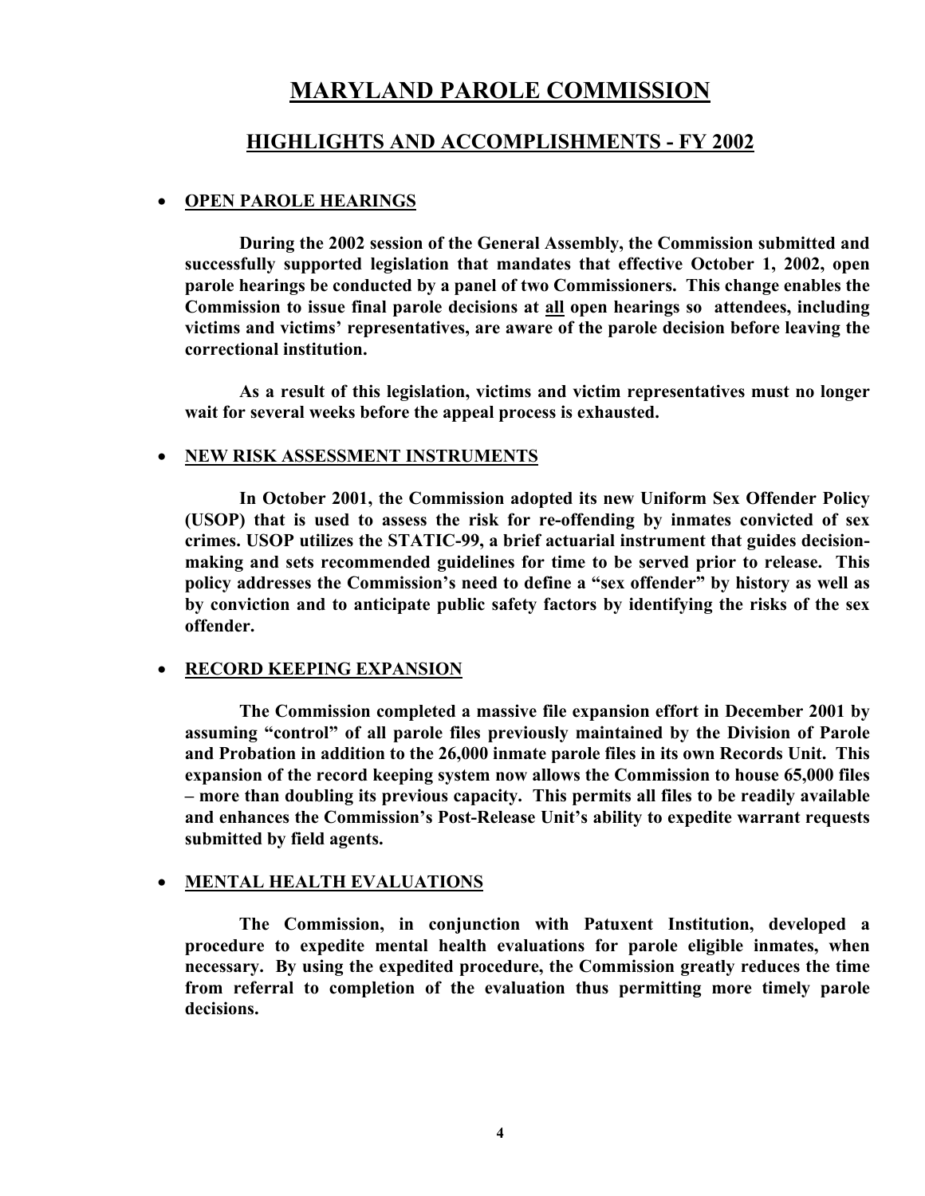# MARYLAND PAROLE COMMISSION

## HIGHLIGHTS AND ACCOMPLISHMENTS - FY 2002

- **OPEN PAROLE HEARINGS**

**During the 2002 session of the General Assembly, the Commission submitted and successfully supported legislation that mandates that effective October 1, 2002, open parole hearings be conducted by a panel of two Commissioners. This change enables the Commission to issue final parole decisions at all open hearings so attendees, including victims and victims' representatives, are aware of the parole decision before leaving the correctional institution.**

**As a result of this legislation, victims and victim representatives must no longer wait for several weeks before the appeal process is exhausted.**

- **NEW RISK ASSESSMENT INSTRUMENTS**

**In October 2001, the Commission adopted its new Uniform Sex Offender Policy (USOP) that is used to assess the risk for re-offending by inmates convicted of sex crimes. USOP utilizes the STATIC-99, a brief actuarial instrument that guides decision-making and sets recommended guidelines for time to be served prior to release. This policy addresses the Commission's need to define a "sex offender" by history as well as by conviction and to anticipate public safety factors by identifying the risks of the sex offender.**

- **RECORD KEEPING EXPANSION**

**The Commission completed a massive file expansion effort in December 2001 by assuming "control" of all parole files previously maintained by the Division of Parole and Probation in addition to the 26,000 inmate parole files in its own Records Unit. This expansion of the record keeping system now allows the Commission to house 65,000 files – more than doubling its previous capacity. This permits all files to be readily available and enhances the Commission's Post-Release Unit's ability to expedite warrant requests submitted by field agents.**

- **MENTAL HEALTH EVALUATIONS**

**The Commission, in conjunction with Patuxent Institution, developed a procedure to expedite mental health evaluations for parole eligible inmates, when necessary. By using the expedited procedure, the Commission greatly reduces the time from referral to completion of the evaluation thus permitting more timely parole decisions.**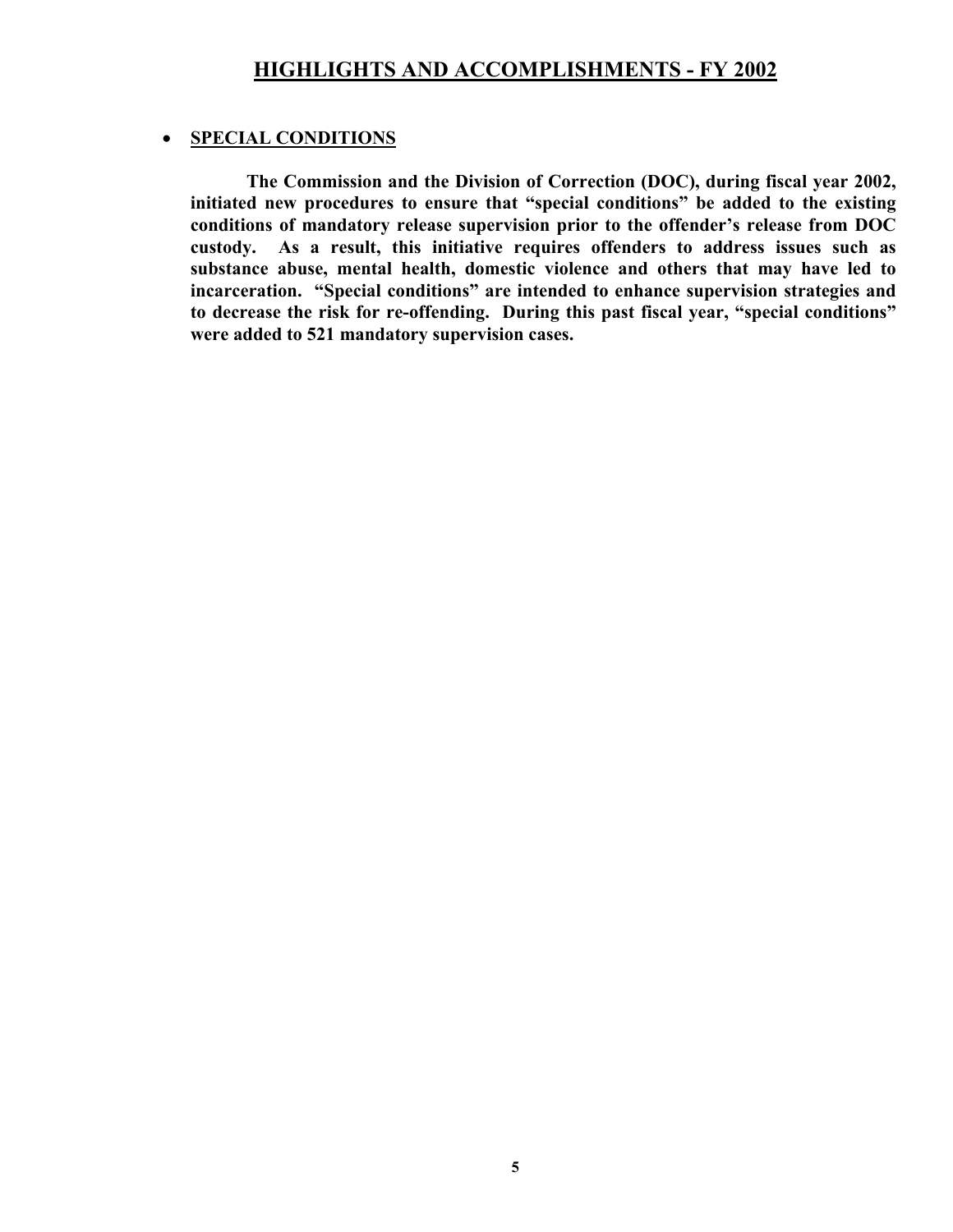# HIGHLIGHTS AND ACCOMPLISHMENTS - FY 2002

- **SPECIAL CONDITIONS**

**The Commission and the Division of Correction (DOC), during fiscal year 2002, initiated new procedures to ensure that "special conditions" be added to the existing conditions of mandatory release supervision prior to the offender's release from DOC custody. As a result, this initiative requires offenders to address issues such as substance abuse, mental health, domestic violence and others that may have led to incarceration. "Special conditions" are intended to enhance supervision strategies and to decrease the risk for re-offending. During this past fiscal year, "special conditions" were added to 521 mandatory supervision cases.**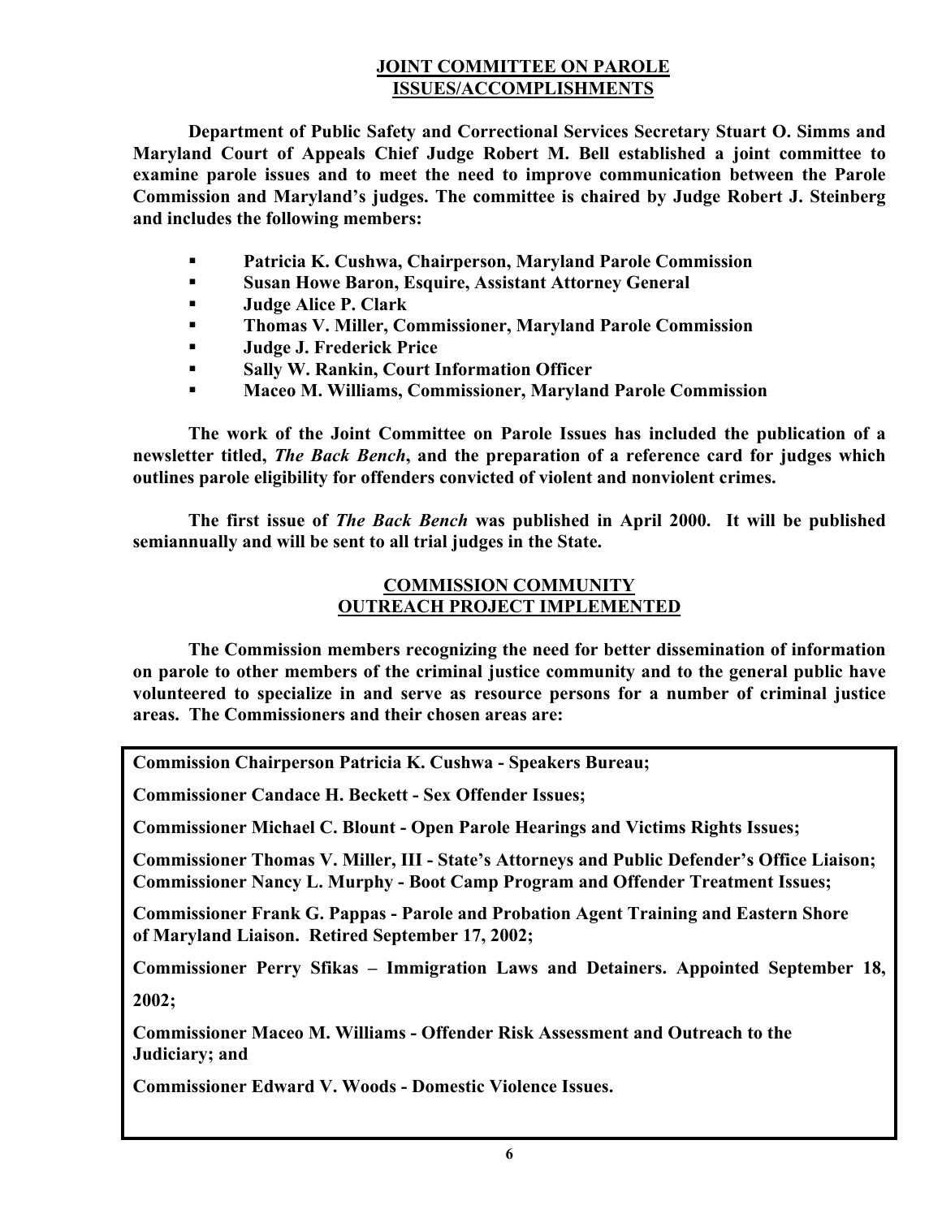## JOINT COMMITTEE ON PAROLE ISSUES/ACCOMPLISHMENTS

**Department of Public Safety and Correctional Services Secretary Stuart O. Simms and Maryland Court of Appeals Chief Judge Robert M. Bell established a joint committee to examine parole issues and to meet the need to improve communication between the Parole Commission and Maryland's judges. The committee is chaired by Judge Robert J. Steinberg and includes the following members:**

- **Patricia K. Cushwa, Chairperson, Maryland Parole Commission**
- **Susan Howe Baron, Esquire, Assistant Attorney General**
- **Judge Alice P. Clark**
- **Thomas V. Miller, Commissioner, Maryland Parole Commission**
- **Judge J. Frederick Price**
- **Sally W. Rankin, Court Information Officer**
- **Maceo M. Williams, Commissioner, Maryland Parole Commission**

**The work of the Joint Committee on Parole Issues has included the publication of a newsletter titled, *The Back Bench*, and the preparation of a reference card for judges which outlines parole eligibility for offenders convicted of violent and nonviolent crimes.**

**The first issue of *The Back Bench* was published in April 2000. It will be published semiannually and will be sent to all trial judges in the State.**

## COMMISSION COMMUNITY OUTREACH PROJECT IMPLEMENTED

**The Commission members recognizing the need for better dissemination of information on parole to other members of the criminal justice community and to the general public have volunteered to specialize in and serve as resource persons for a number of criminal justice areas. The Commissioners and their chosen areas are:**

**Commission Chairperson Patricia K. Cushwa - Speakers Bureau;**

**Commissioner Candace H. Beckett - Sex Offender Issues;**

**Commissioner Michael C. Blount - Open Parole Hearings and Victims Rights Issues;**

**Commissioner Thomas V. Miller, III - State's Attorneys and Public Defender's Office Liaison;**
**Commissioner Nancy L. Murphy - Boot Camp Program and Offender Treatment Issues;**

**Commissioner Frank G. Pappas - Parole and Probation Agent Training and Eastern Shore of Maryland Liaison. Retired September 17, 2002;**

**Commissioner Perry Sfikas – Immigration Laws and Detainers. Appointed September 18, 2002;**

**Commissioner Maceo M. Williams - Offender Risk Assessment and Outreach to the Judiciary; and**

**Commissioner Edward V. Woods - Domestic Violence Issues.**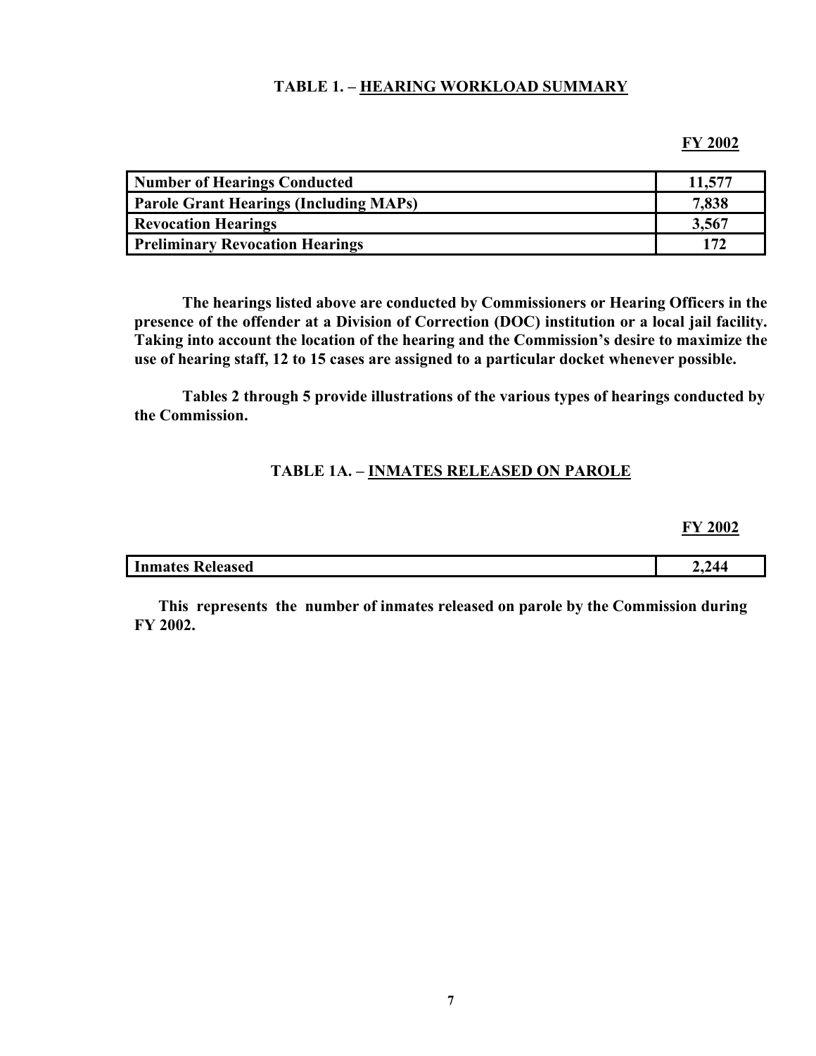### TABLE 1. – HEARING WORKLOAD SUMMARY

| | FY 2002 |
|---|---|
| **Number of Hearings Conducted** | **11,577** |
| **Parole Grant Hearings (Including MAPs)** | **7,838** |
| **Revocation Hearings** | **3,567** |
| **Preliminary Revocation Hearings** | **172** |

**The hearings listed above are conducted by Commissioners or Hearing Officers in the presence of the offender at a Division of Correction (DOC) institution or a local jail facility. Taking into account the location of the hearing and the Commission's desire to maximize the use of hearing staff, 12 to 15 cases are assigned to a particular docket whenever possible.**

**Tables 2 through 5 provide illustrations of the various types of hearings conducted by the Commission.**

### TABLE 1A. – INMATES RELEASED ON PAROLE

| | FY 2002 |
|---|---|
| **Inmates Released** | **2,244** |

**This represents the number of inmates released on parole by the Commission during FY 2002.**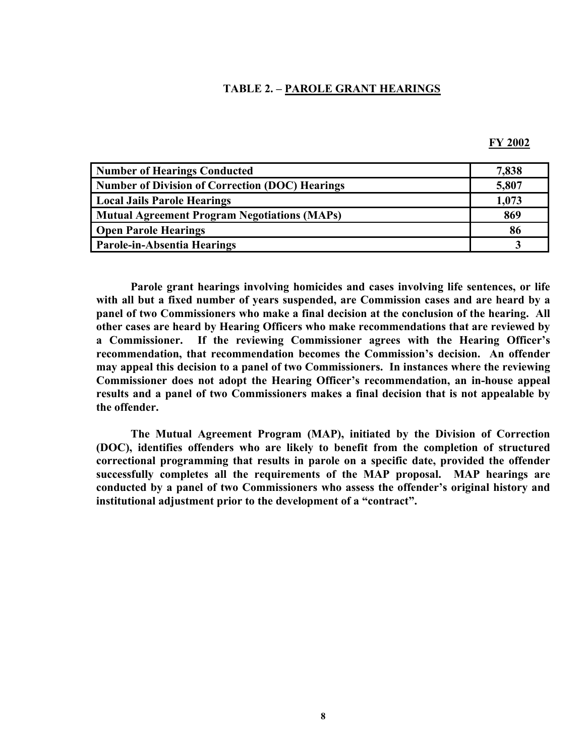## TABLE 2. – PAROLE GRANT HEARINGS

| | FY 2002 |
|---|---|
| **Number of Hearings Conducted** | **7,838** |
| **Number of Division of Correction (DOC) Hearings** | **5,807** |
| **Local Jails Parole Hearings** | **1,073** |
| **Mutual Agreement Program Negotiations (MAPs)** | **869** |
| **Open Parole Hearings** | **86** |
| **Parole-in-Absentia Hearings** | **3** |

**Parole grant hearings involving homicides and cases involving life sentences, or life with all but a fixed number of years suspended, are Commission cases and are heard by a panel of two Commissioners who make a final decision at the conclusion of the hearing. All other cases are heard by Hearing Officers who make recommendations that are reviewed by a Commissioner. If the reviewing Commissioner agrees with the Hearing Officer's recommendation, that recommendation becomes the Commission's decision. An offender may appeal this decision to a panel of two Commissioners. In instances where the reviewing Commissioner does not adopt the Hearing Officer's recommendation, an in-house appeal results and a panel of two Commissioners makes a final decision that is not appealable by the offender.**

**The Mutual Agreement Program (MAP), initiated by the Division of Correction (DOC), identifies offenders who are likely to benefit from the completion of structured correctional programming that results in parole on a specific date, provided the offender successfully completes all the requirements of the MAP proposal. MAP hearings are conducted by a panel of two Commissioners who assess the offender's original history and institutional adjustment prior to the development of a "contract".**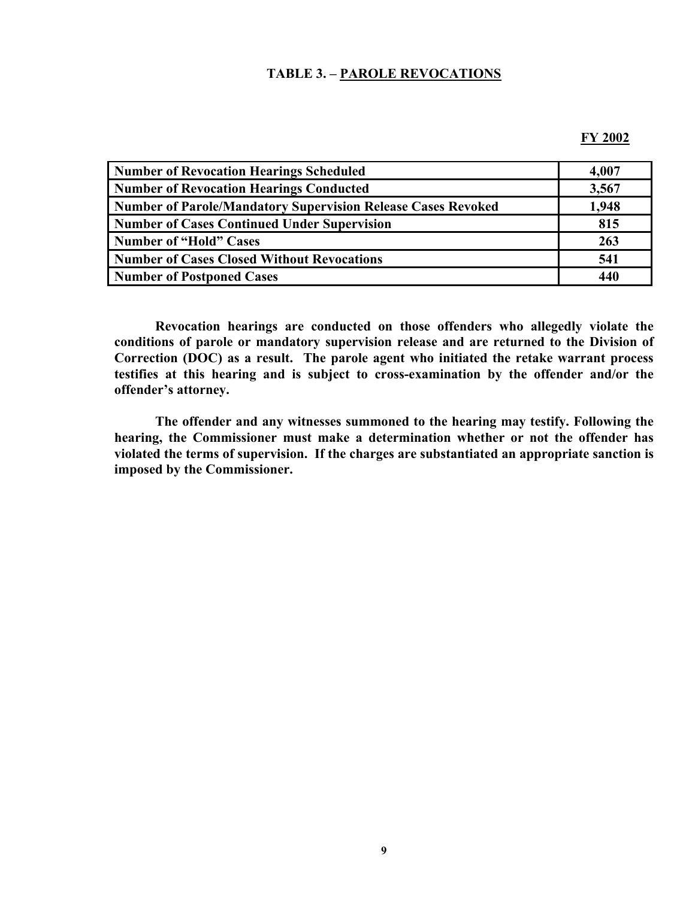### TABLE 3. – PAROLE REVOCATIONS

| | FY 2002 |
|---|---|
| **Number of Revocation Hearings Scheduled** | **4,007** |
| **Number of Revocation Hearings Conducted** | **3,567** |
| **Number of Parole/Mandatory Supervision Release Cases Revoked** | **1,948** |
| **Number of Cases Continued Under Supervision** | **815** |
| **Number of "Hold" Cases** | **263** |
| **Number of Cases Closed Without Revocations** | **541** |
| **Number of Postponed Cases** | **440** |

**Revocation hearings are conducted on those offenders who allegedly violate the conditions of parole or mandatory supervision release and are returned to the Division of Correction (DOC) as a result. The parole agent who initiated the retake warrant process testifies at this hearing and is subject to cross-examination by the offender and/or the offender's attorney.**

**The offender and any witnesses summoned to the hearing may testify. Following the hearing, the Commissioner must make a determination whether or not the offender has violated the terms of supervision. If the charges are substantiated an appropriate sanction is imposed by the Commissioner.**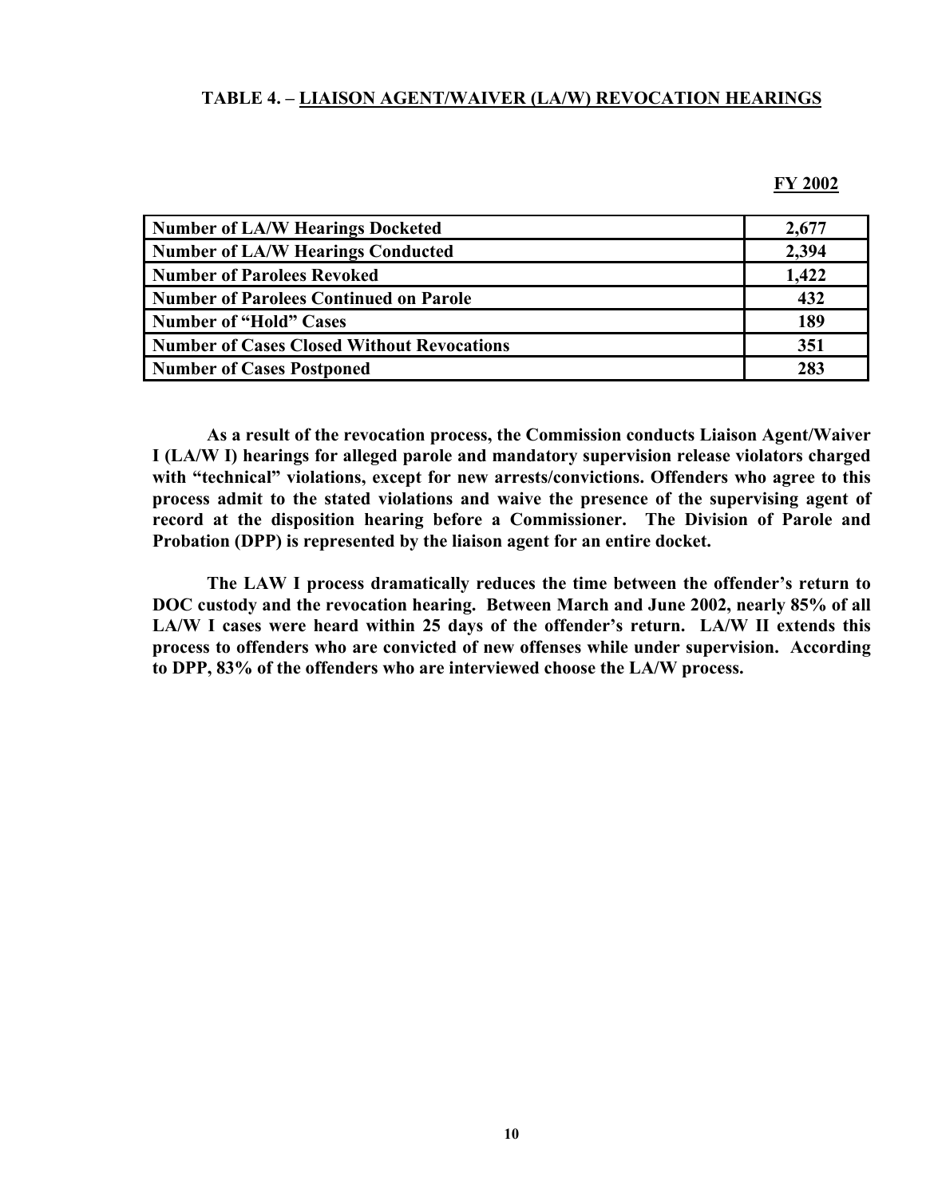**TABLE 4. – LIAISON AGENT/WAIVER (LA/W) REVOCATION HEARINGS**

| | FY 2002 |
|---|---|
| **Number of LA/W Hearings Docketed** | **2,677** |
| **Number of LA/W Hearings Conducted** | **2,394** |
| **Number of Parolees Revoked** | **1,422** |
| **Number of Parolees Continued on Parole** | **432** |
| **Number of "Hold" Cases** | **189** |
| **Number of Cases Closed Without Revocations** | **351** |
| **Number of Cases Postponed** | **283** |

**As a result of the revocation process, the Commission conducts Liaison Agent/Waiver I (LA/W I) hearings for alleged parole and mandatory supervision release violators charged with "technical" violations, except for new arrests/convictions. Offenders who agree to this process admit to the stated violations and waive the presence of the supervising agent of record at the disposition hearing before a Commissioner. The Division of Parole and Probation (DPP) is represented by the liaison agent for an entire docket.**

**The LAW I process dramatically reduces the time between the offender's return to DOC custody and the revocation hearing. Between March and June 2002, nearly 85% of all LA/W I cases were heard within 25 days of the offender's return. LA/W II extends this process to offenders who are convicted of new offenses while under supervision. According to DPP, 83% of the offenders who are interviewed choose the LA/W process.**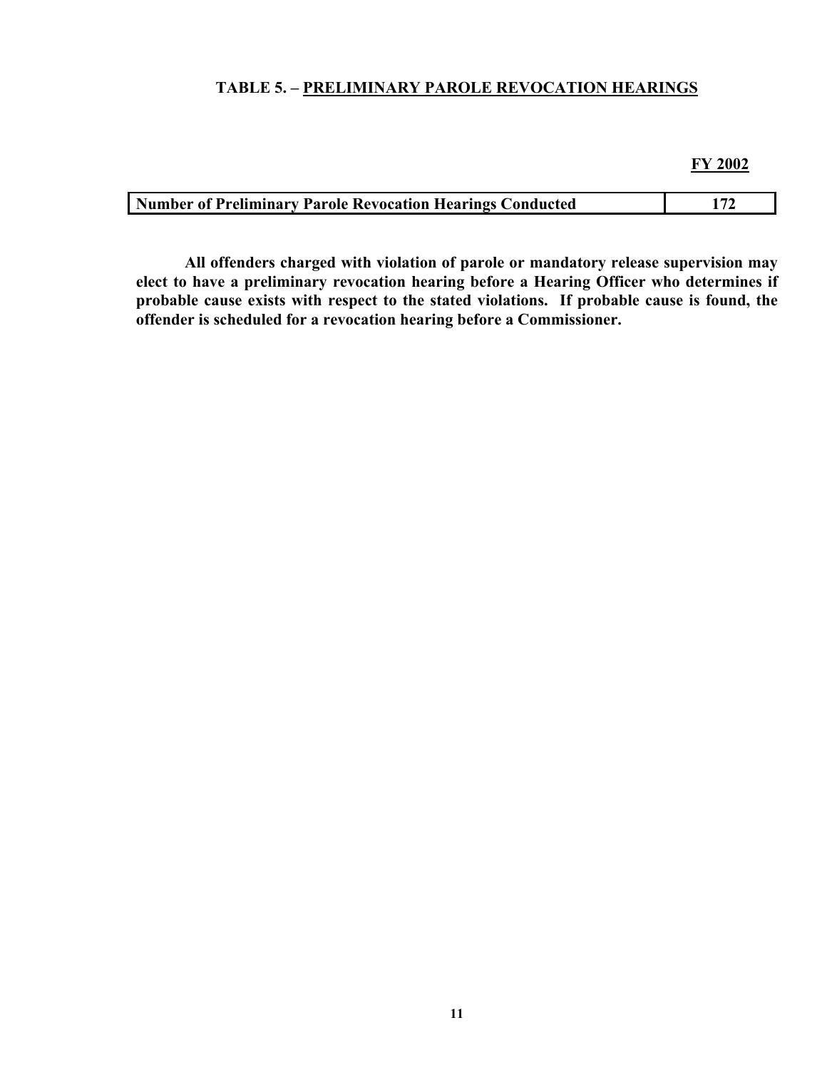## TABLE 5. – PRELIMINARY PAROLE REVOCATION HEARINGS

| | FY 2002 |
|---|---|
| **Number of Preliminary Parole Revocation Hearings Conducted** | **172** |

**All offenders charged with violation of parole or mandatory release supervision may elect to have a preliminary revocation hearing before a Hearing Officer who determines if probable cause exists with respect to the stated violations. If probable cause is found, the offender is scheduled for a revocation hearing before a Commissioner.**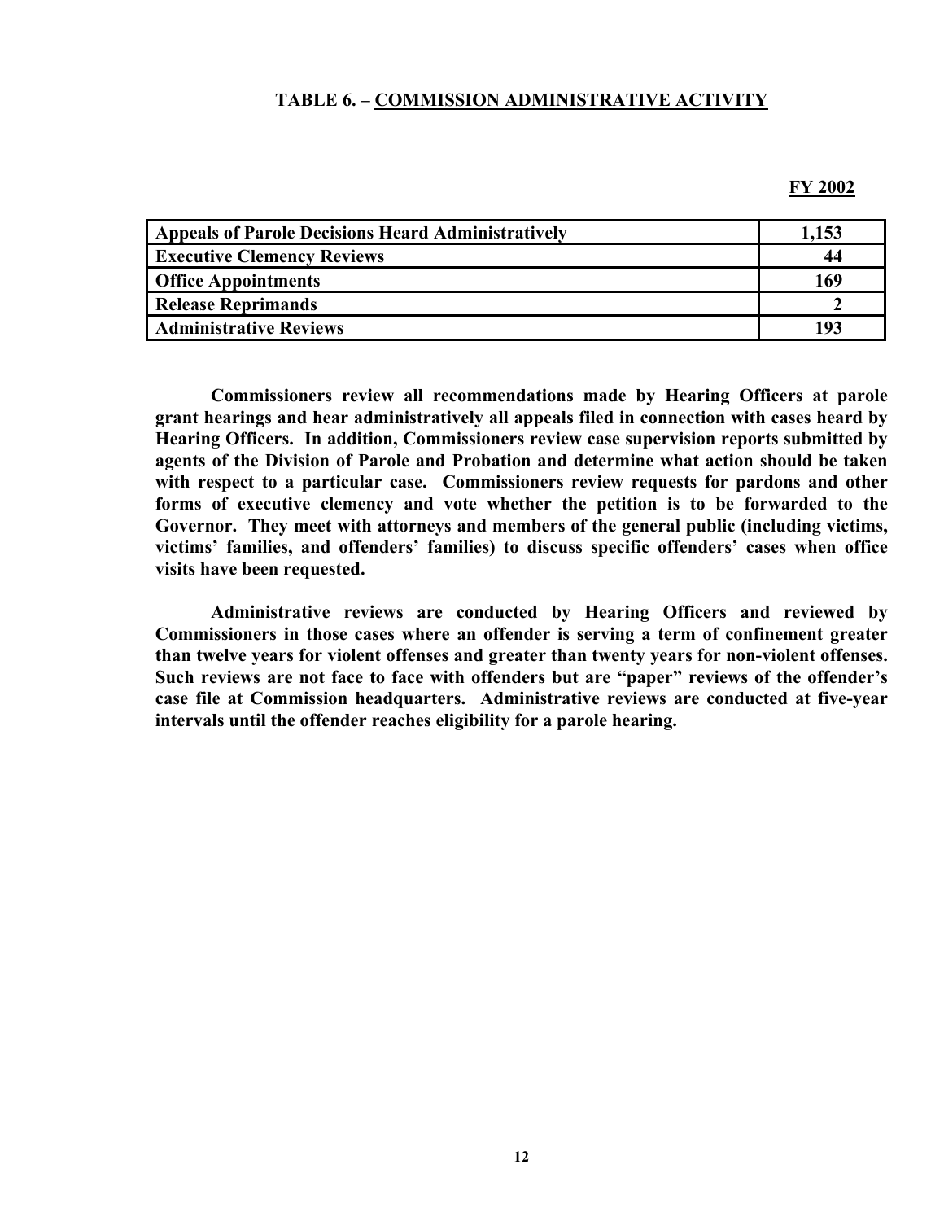## TABLE 6. – COMMISSION ADMINISTRATIVE ACTIVITY

| | FY 2002 |
|---|---|
| Appeals of Parole Decisions Heard Administratively | 1,153 |
| Executive Clemency Reviews | 44 |
| Office Appointments | 169 |
| Release Reprimands | 2 |
| Administrative Reviews | 193 |

**Commissioners review all recommendations made by Hearing Officers at parole grant hearings and hear administratively all appeals filed in connection with cases heard by Hearing Officers. In addition, Commissioners review case supervision reports submitted by agents of the Division of Parole and Probation and determine what action should be taken with respect to a particular case. Commissioners review requests for pardons and other forms of executive clemency and vote whether the petition is to be forwarded to the Governor. They meet with attorneys and members of the general public (including victims, victims' families, and offenders' families) to discuss specific offenders' cases when office visits have been requested.**

**Administrative reviews are conducted by Hearing Officers and reviewed by Commissioners in those cases where an offender is serving a term of confinement greater than twelve years for violent offenses and greater than twenty years for non-violent offenses. Such reviews are not face to face with offenders but are "paper" reviews of the offender's case file at Commission headquarters. Administrative reviews are conducted at five-year intervals until the offender reaches eligibility for a parole hearing.**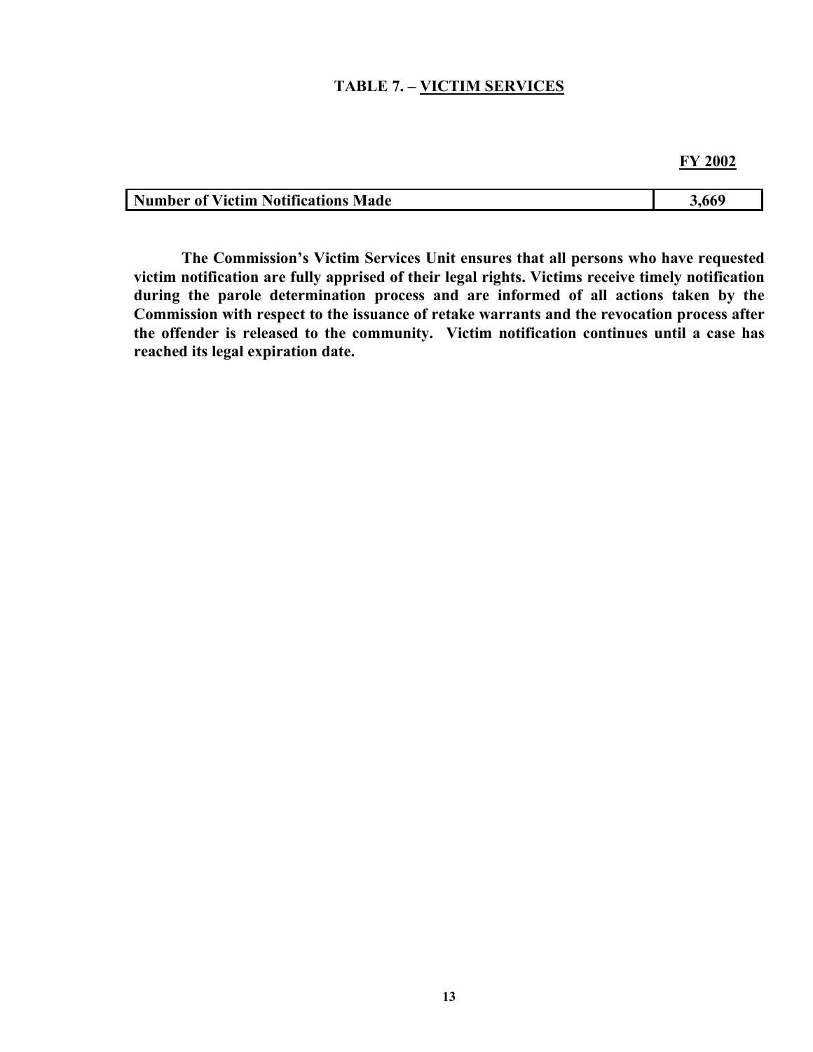## TABLE 7. – VICTIM SERVICES

| | FY 2002 |
|---|---|
| **Number of Victim Notifications Made** | **3,669** |

**The Commission's Victim Services Unit ensures that all persons who have requested victim notification are fully apprised of their legal rights. Victims receive timely notification during the parole determination process and are informed of all actions taken by the Commission with respect to the issuance of retake warrants and the revocation process after the offender is released to the community. Victim notification continues until a case has reached its legal expiration date.**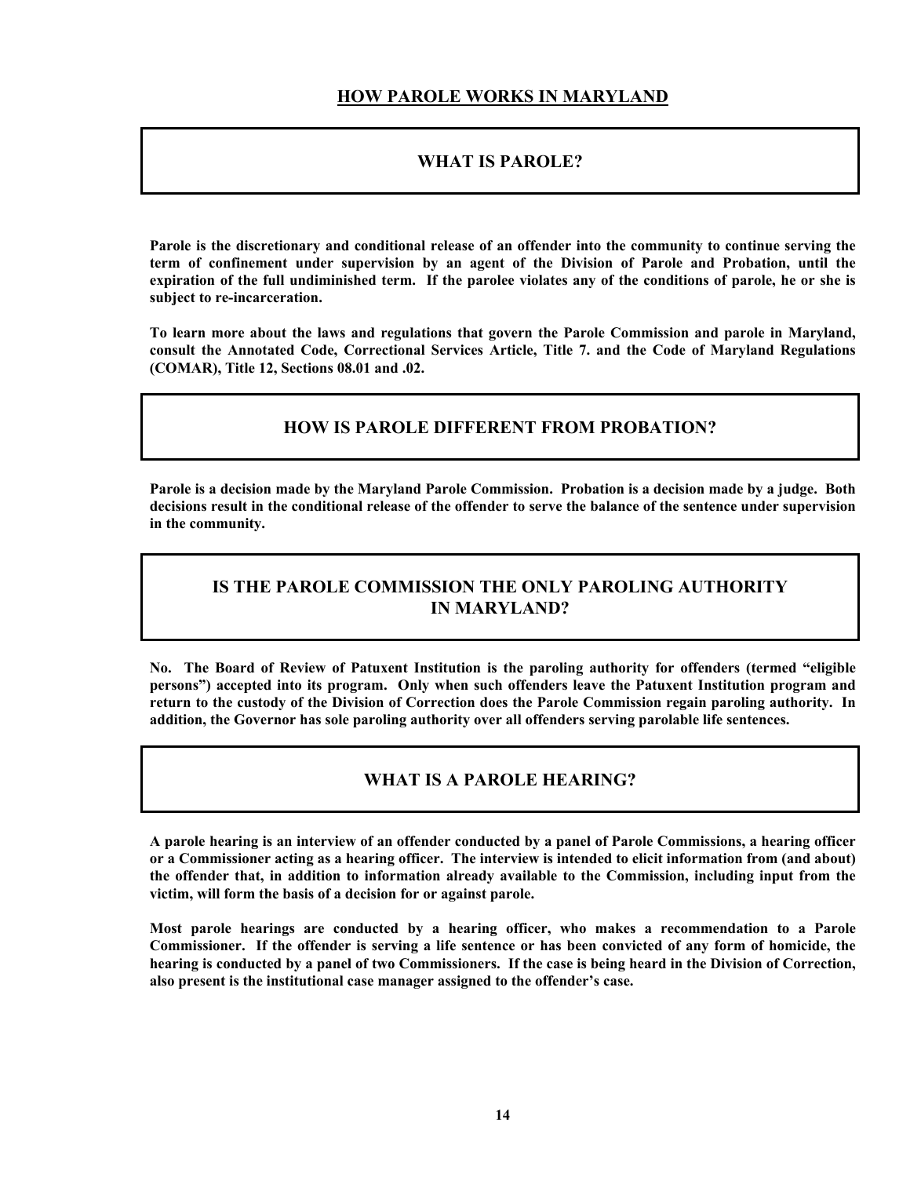# HOW PARFOLE WORKS IN MARYLAND

## WHAT IS PAROLE?

**Parole is the discretionary and conditional release of an offender into the community to continue serving the term of confinement under supervision by an agent of the Division of Parole and Probation, until the expiration of the full undiminished term. If the parolee violates any of the conditions of parole, he or she is subject to re-incarceration.**

**To learn more about the laws and regulations that govern the Parole Commission and parole in Maryland, consult the Annotated Code, Correctional Services Article, Title 7. and the Code of Maryland Regulations (COMAR), Title 12, Sections 08.01 and .02.**

## HOW IS PAROLE DIFFERENT FROM PROBATION?

**Parole is a decision made by the Maryland Parole Commission. Probation is a decision made by a judge. Both decisions result in the conditional release of the offender to serve the balance of the sentence under supervision in the community.**

## IS THE PAROLE COMMISSION THE ONLY PAROLING AUTHORITY IN MARYLAND?

**No. The Board of Review of Patuxent Institution is the paroling authority for offenders (termed "eligible persons") accepted into its program. Only when such offenders leave the Patuxent Institution program and return to the custody of the Division of Correction does the Parole Commission regain paroling authority. In addition, the Governor has sole paroling authority over all offenders serving parolable life sentences.**

## WHAT IS A PAROLE HEARING?

**A parole hearing is an interview of an offender conducted by a panel of Parole Commissions, a hearing officer or a Commissioner acting as a hearing officer. The interview is intended to elicit information from (and about) the offender that, in addition to information already available to the Commission, including input from the victim, will form the basis of a decision for or against parole.**

**Most parole hearings are conducted by a hearing officer, who makes a recommendation to a Parole Commissioner. If the offender is serving a life sentence or has been convicted of any form of homicide, the hearing is conducted by a panel of two Commissioners. If the case is being heard in the Division of Correction, also present is the institutional case manager assigned to the offender's case.**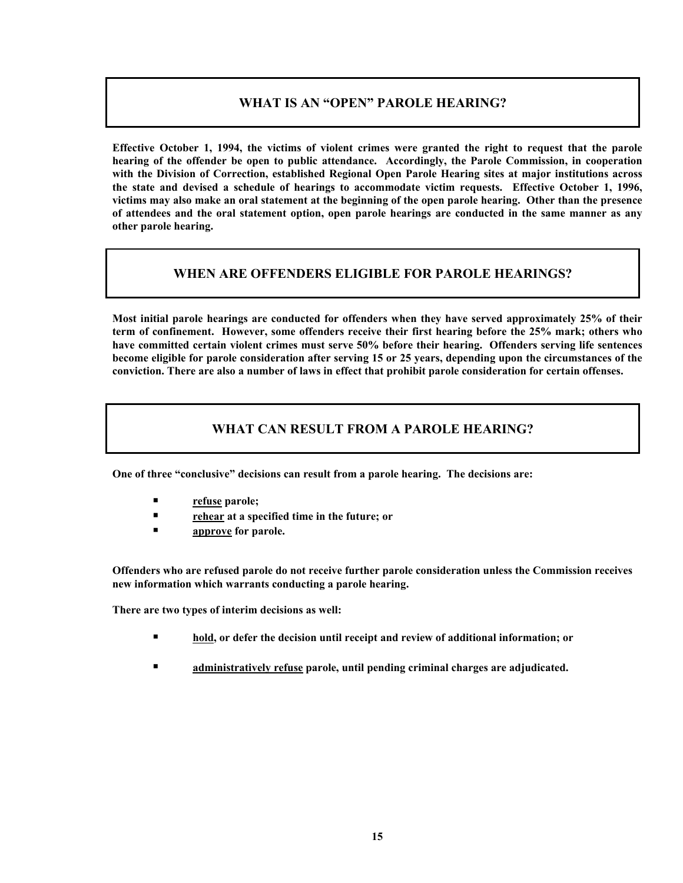## WHAT IS AN "OPEN" PAROLE HEARING?

**Effective October 1, 1994, the victims of violent crimes were granted the right to request that the parole hearing of the offender be open to public attendance. Accordingly, the Parole Commission, in cooperation with the Division of Correction, established Regional Open Parole Hearing sites at major institutions across the state and devised a schedule of hearings to accommodate victim requests. Effective October 1, 1996, victims may also make an oral statement at the beginning of the open parole hearing. Other than the presence of attendees and the oral statement option, open parole hearings are conducted in the same manner as any other parole hearing.**

## WHEN ARE OFFENDERS ELIGIBLE FOR PAROLE HEARINGS?

**Most initial parole hearings are conducted for offenders when they have served approximately 25% of their term of confinement. However, some offenders receive their first hearing before the 25% mark; others who have committed certain violent crimes must serve 50% before their hearing. Offenders serving life sentences become eligible for parole consideration after serving 15 or 25 years, depending upon the circumstances of the conviction. There are also a number of laws in effect that prohibit parole consideration for certain offenses.**

## WHAT CAN RESULT FROM A PAROLE HEARING?

**One of three "conclusive" decisions can result from a parole hearing. The decisions are:**

- **refuse parole;**
- **rehear at a specified time in the future; or**
- **approve for parole.**

**Offenders who are refused parole do not receive further parole consideration unless the Commission receives new information which warrants conducting a parole hearing.**

**There are two types of interim decisions as well:**

- **hold, or defer the decision until receipt and review of additional information; or**
- **administratively refuse parole, until pending criminal charges are adjudicated.**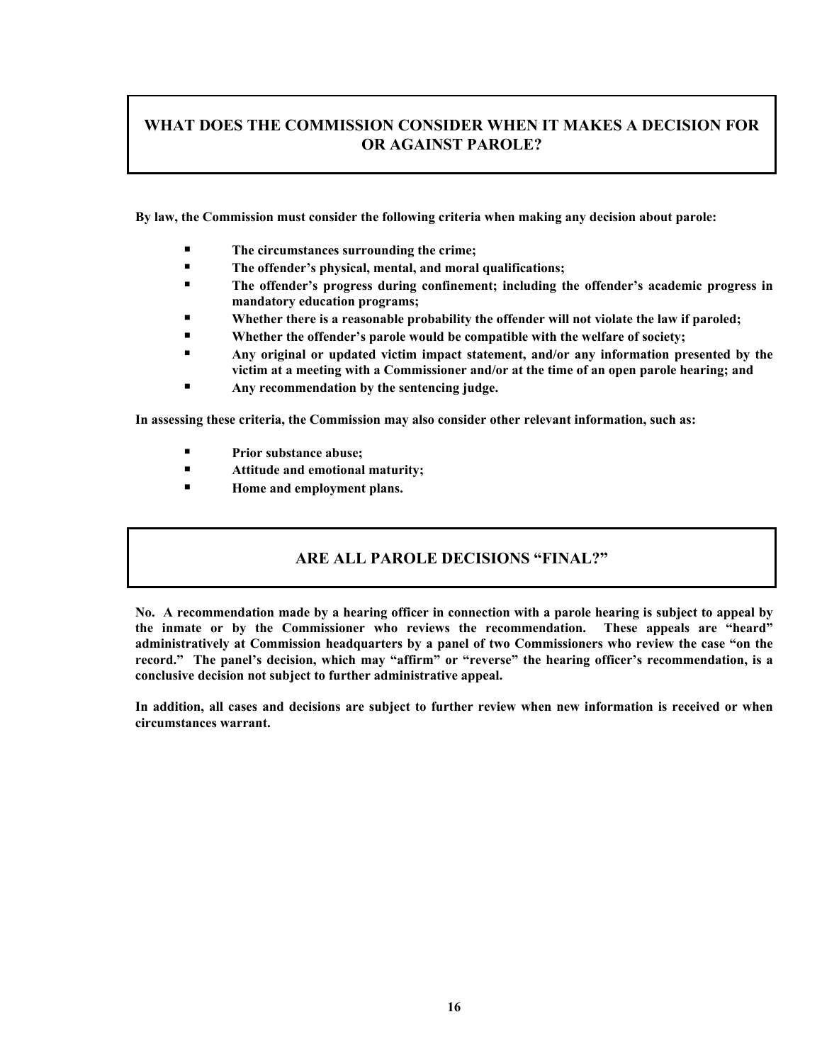## WHAT DOES THE COMMISSION CONSIDER WHEN IT MAKES A DECISION FOR OR AGAINST PAROLE?

**By law, the Commission must consider the following criteria when making any decision about parole:**

- **The circumstances surrounding the crime;**
- **The offender's physical, mental, and moral qualifications;**
- **The offender's progress during confinement; including the offender's academic progress in mandatory education programs;**
- **Whether there is a reasonable probability the offender will not violate the law if paroled;**
- **Whether the offender's parole would be compatible with the welfare of society;**
- **Any original or updated victim impact statement, and/or any information presented by the victim at a meeting with a Commissioner and/or at the time of an open parole hearing; and**
- **Any recommendation by the sentencing judge.**

**In assessing these criteria, the Commission may also consider other relevant information, such as:**

- **Prior substance abuse;**
- **Attitude and emotional maturity;**
- **Home and employment plans.**

## ARE ALL PAROLE DECISIONS "FINAL?"

**No. A recommendation made by a hearing officer in connection with a parole hearing is subject to appeal by the inmate or by the Commissioner who reviews the recommendation. These appeals are "heard" administratively at Commission headquarters by a panel of two Commissioners who review the case "on the record." The panel's decision, which may "affirm" or "reverse" the hearing officer's recommendation, is a conclusive decision not subject to further administrative appeal.**

**In addition, all cases and decisions are subject to further review when new information is received or when circumstances warrant.**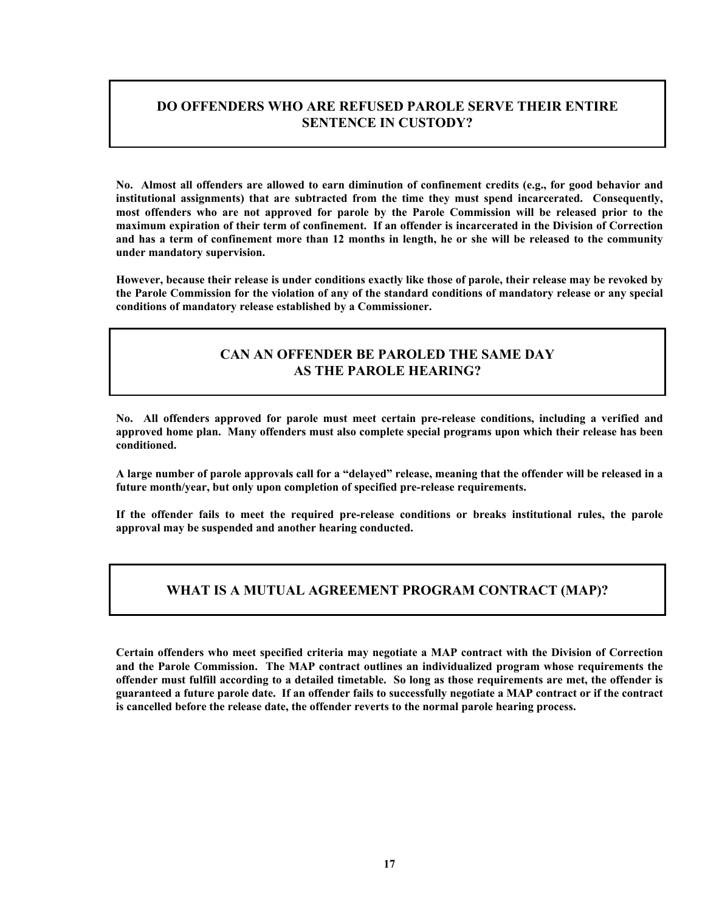## DO OFFENDERS WHO ARE REFUSED PAROLE SERVE THEIR ENTIRE SENTENCE IN CUSTODY?

**No. Almost all offenders are allowed to earn diminution of confinement credits (e.g., for good behavior and institutional assignments) that are subtracted from the time they must spend incarcerated. Consequently, most offenders who are not approved for parole by the Parole Commission will be released prior to the maximum expiration of their term of confinement. If an offender is incarcerated in the Division of Correction and has a term of confinement more than 12 months in length, he or she will be released to the community under mandatory supervision.**

**However, because their release is under conditions exactly like those of parole, their release may be revoked by the Parole Commission for the violation of any of the standard conditions of mandatory release or any special conditions of mandatory release established by a Commissioner.**

## CAN AN OFFENDER BE PAROLED THE SAME DAY AS THE PAROLE HEARING?

**No. All offenders approved for parole must meet certain pre-release conditions, including a verified and approved home plan. Many offenders must also complete special programs upon which their release has been conditioned.**

**A large number of parole approvals call for a "delayed" release, meaning that the offender will be released in a future month/year, but only upon completion of specified pre-release requirements.**

**If the offender fails to meet the required pre-release conditions or breaks institutional rules, the parole approval may be suspended and another hearing conducted.**

## WHAT IS A MUTUAL AGREEMENT PROGRAM CONTRACT (MAP)?

**Certain offenders who meet specified criteria may negotiate a MAP contract with the Division of Correction and the Parole Commission. The MAP contract outlines an individualized program whose requirements the offender must fulfill according to a detailed timetable. So long as those requirements are met, the offender is guaranteed a future parole date. If an offender fails to successfully negotiate a MAP contract or if the contract is cancelled before the release date, the offender reverts to the normal parole hearing process.**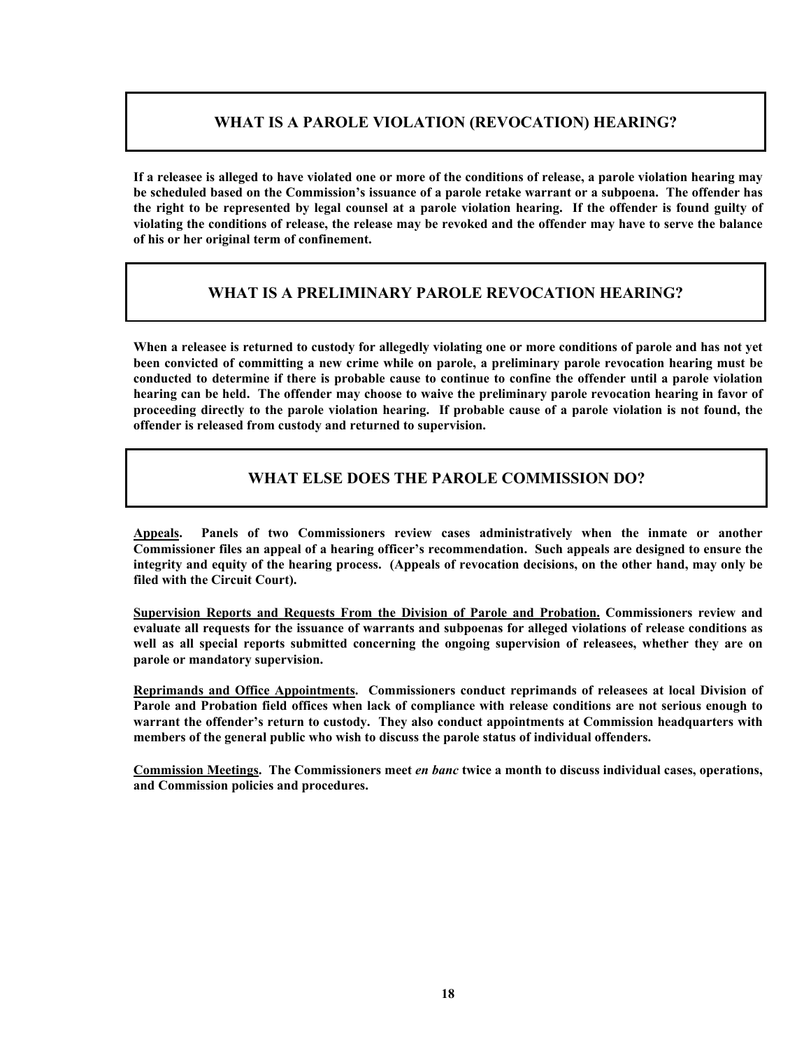## WHAT IS A PAROLE VIOLATION (REVOCATION) HEARING?

**If a releasee is alleged to have violated one or more of the conditions of release, a parole violation hearing may be scheduled based on the Commission's issuance of a parole retake warrant or a subpoena. The offender has the right to be represented by legal counsel at a parole violation hearing. If the offender is found guilty of violating the conditions of release, the release may be revoked and the offender may have to serve the balance of his or her original term of confinement.**

## WHAT IS A PRELIMINARY PAROLE REVOCATION HEARING?

**When a releasee is returned to custody for allegedly violating one or more conditions of parole and has not yet been convicted of committing a new crime while on parole, a preliminary parole revocation hearing must be conducted to determine if there is probable cause to continue to confine the offender until a parole violation hearing can be held. The offender may choose to waive the preliminary parole revocation hearing in favor of proceeding directly to the parole violation hearing. If probable cause of a parole violation is not found, the offender is released from custody and returned to supervision.**

## WHAT ELSE DOES THE PAROLE COMMISSION DO?

**<u>Appeals</u>. Panels of two Commissioners review cases administratively when the inmate or another Commissioner files an appeal of a hearing officer's recommendation. Such appeals are designed to ensure the integrity and equity of the hearing process. (Appeals of revocation decisions, on the other hand, may only be filed with the Circuit Court).**

**<u>Supervision Reports and Requests From the Division of Parole and Probation.</u> Commissioners review and evaluate all requests for the issuance of warrants and subpoenas for alleged violations of release conditions as well as all special reports submitted concerning the ongoing supervision of releasees, whether they are on parole or mandatory supervision.**

**<u>Reprimands and Office Appointments</u>. Commissioners conduct reprimands of releasees at local Division of Parole and Probation field offices when lack of compliance with release conditions are not serious enough to warrant the offender's return to custody. They also conduct appointments at Commission headquarters with members of the general public who wish to discuss the parole status of individual offenders.**

**<u>Commission Meetings</u>. The Commissioners meet *en banc* twice a month to discuss individual cases, operations, and Commission policies and procedures.**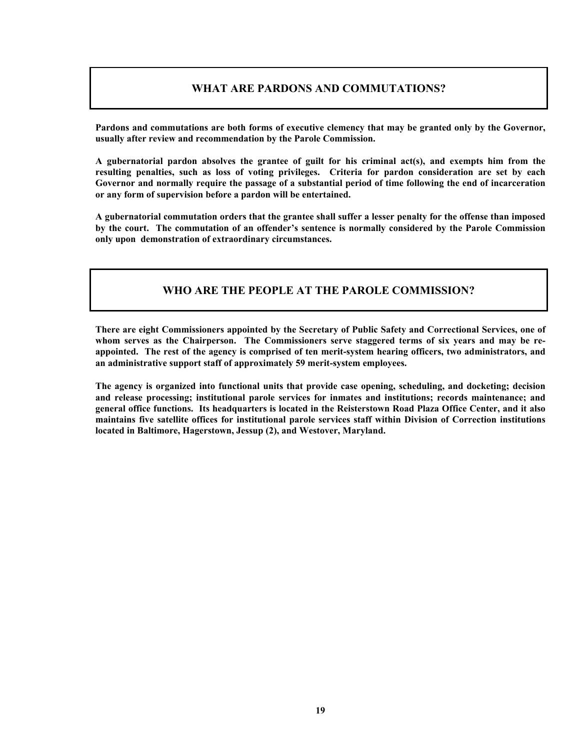## WHAT ARE PARDONS AND COMMUTATIONS?

**Pardons and commutations are both forms of executive clemency that may be granted only by the Governor, usually after review and recommendation by the Parole Commission.**

**A gubernatorial pardon absolves the grantee of guilt for his criminal act(s), and exempts him from the resulting penalties, such as loss of voting privileges. Criteria for pardon consideration are set by each Governor and normally require the passage of a substantial period of time following the end of incarceration or any form of supervision before a pardon will be entertained.**

**A gubernatorial commutation orders that the grantee shall suffer a lesser penalty for the offense than imposed by the court. The commutation of an offender's sentence is normally considered by the Parole Commission only upon demonstration of extraordinary circumstances.**

## WHO ARE THE PEOPLE AT THE PAROLE COMMISSION?

**There are eight Commissioners appointed by the Secretary of Public Safety and Correctional Services, one of whom serves as the Chairperson. The Commissioners serve staggered terms of six years and may be re-appointed. The rest of the agency is comprised of ten merit-system hearing officers, two administrators, and an administrative support staff of approximately 59 merit-system employees.**

**The agency is organized into functional units that provide case opening, scheduling, and docketing; decision and release processing; institutional parole services for inmates and institutions; records maintenance; and general office functions. Its headquarters is located in the Reisterstown Road Plaza Office Center, and it also maintains five satellite offices for institutional parole services staff within Division of Correction institutions located in Baltimore, Hagerstown, Jessup (2), and Westover, Maryland.**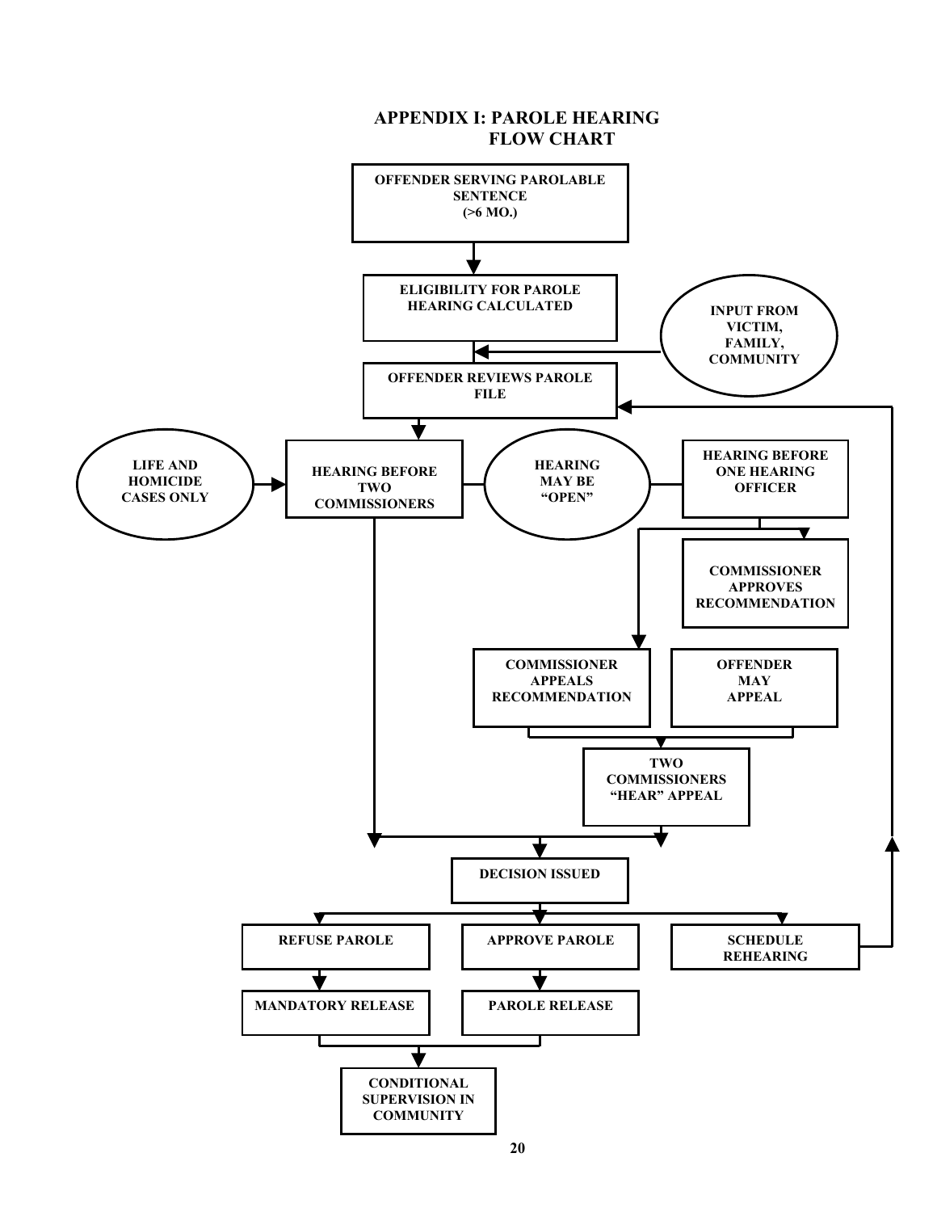# APPENDIX I: PAROLE HEARING FLOW CHART

OFFENDER SERVING PAROLABLE SENTENCE (>6 MO.)

ELIGIBILITY FOR PAROLE HEARING CALCULATED

INPUT FROM VICTIM, FAMILY, COMMUNITY

OFFENDER REVIEWS PAROLE FILE

LIFE AND HOMICIDE CASES ONLY

HEARING BEFORE TWO COMMISSIONERS

HEARING MAY BE "OPEN"

HEARING BEFORE ONE HEARING OFFICER

COMMISSIONER APPROVES RECOMMENDATION

COMMISSIONER APPEALS RECOMMENDATION

OFFENDER MAY APPEAL

TWO COMMISSIONERS "HEAR" APPEAL

DECISION ISSUED

REFUSE PAROLE

APPROVE PAROLE

SCHEDULE REHEARING

MANDATORY RELEASE

PAROLE RELEASE

CONDITIONAL SUPERVISION IN COMMUNITY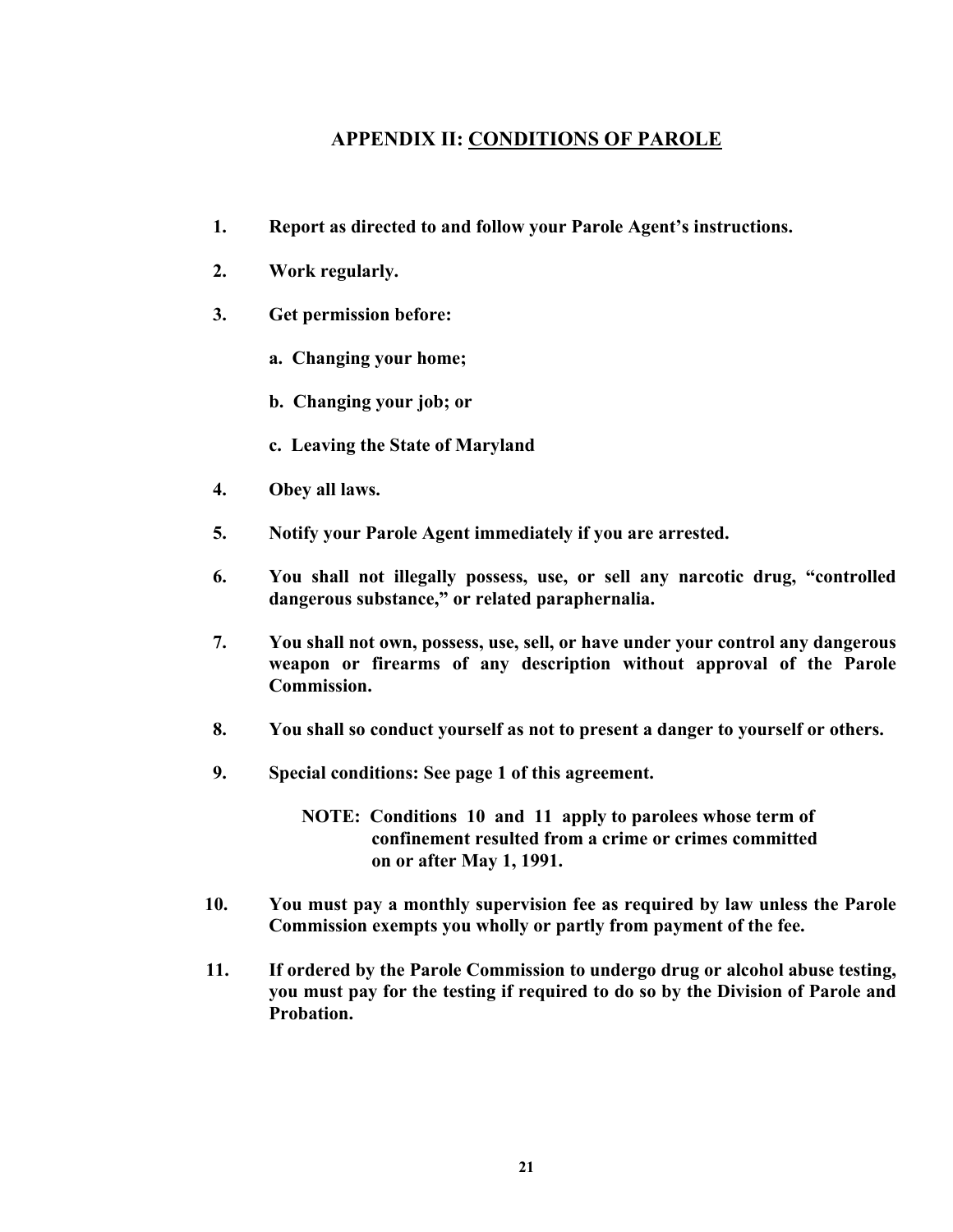## APPENDIX II: CONDITIONS OF PAROLE

1. **Report as directed to and follow your Parole Agent's instructions.**

2. **Work regularly.**

3. **Get permission before:**

   **a. Changing your home;**

   **b. Changing your job; or**

   **c. Leaving the State of Maryland**

4. **Obey all laws.**

5. **Notify your Parole Agent immediately if you are arrested.**

6. **You shall not illegally possess, use, or sell any narcotic drug, "controlled dangerous substance," or related paraphernalia.**

7. **You shall not own, possess, use, sell, or have under your control any dangerous weapon or firearms of any description without approval of the Parole Commission.**

8. **You shall so conduct yourself as not to present a danger to yourself or others.**

9. **Special conditions: See page 1 of this agreement.**

   **NOTE: Conditions 10 and 11 apply to parolees whose term of confinement resulted from a crime or crimes committed on or after May 1, 1991.**

10. **You must pay a monthly supervision fee as required by law unless the Parole Commission exempts you wholly or partly from payment of the fee.**

11. **If ordered by the Parole Commission to undergo drug or alcohol abuse testing, you must pay for the testing if required to do so by the Division of Parole and Probation.**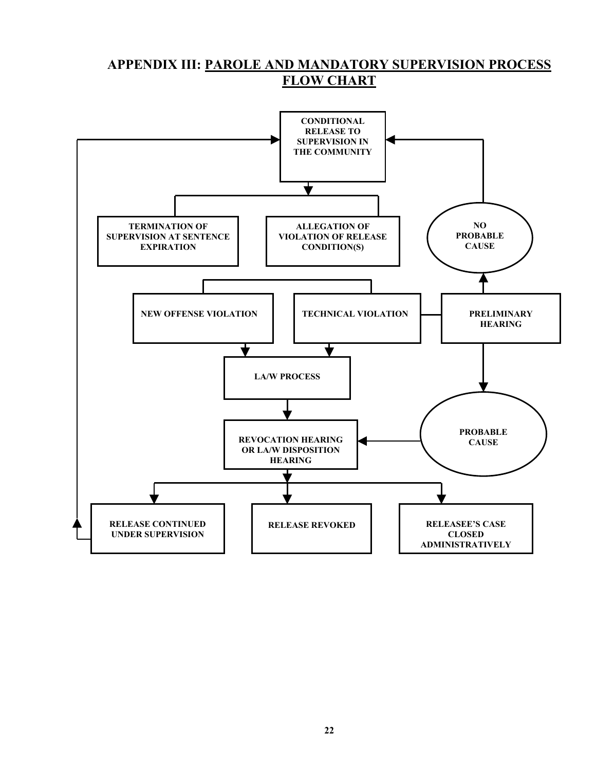# APPENDIX III: PAROLE AND MANDATORY SUPERVISION PROCESS FLOW CHART

CONDITIONAL RELEASE TO SUPERVISION IN THE COMMUNITY

TERMINATION OF SUPERVISION AT SENTENCE EXPIRATION

ALLEGATION OF VIOLATION OF RELEASE CONDITION(S)

NO PROBABLE CAUSE

NEW OFFENSE VIOLATION

TECHNICAL VIOLATION

PRELIMINARY HEARING

LA/W PROCESS

PROBABLE CAUSE

REVOCATION HEARING OR LA/W DISPOSITION HEARING

RELEASE CONTINUED UNDER SUPERVISION

RELEASE REVOKED

RELEASEE'S CASE CLOSED ADMINISTRATIVELY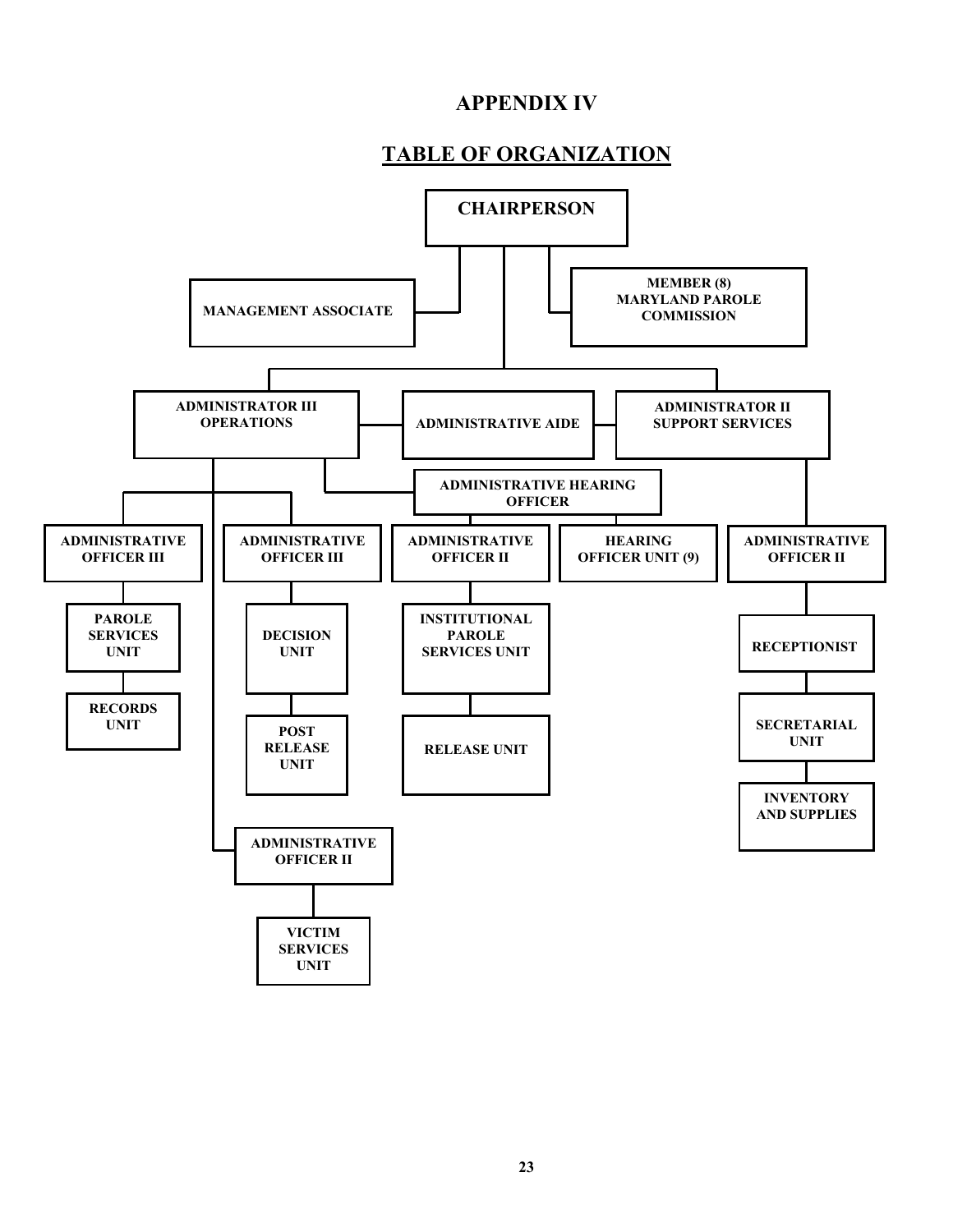# APPENDIX IV

## TABLE OF ORGANIZATION

- **CHAIRPERSON**
  - MANAGEMENT ASSOCIATE
  - MEMBER (8) MARYLAND PAROLE COMMISSION
  - ADMINISTRATOR III OPERATIONS
    - ADMINISTRATIVE OFFICER III
      - PAROLE SERVICES UNIT
        - RECORDS UNIT
    - ADMINISTRATIVE OFFICER III
      - DECISION UNIT
        - POST RELEASE UNIT
    - ADMINISTRATIVE OFFICER II
      - VICTIM SERVICES UNIT
    - ADMINISTRATIVE HEARING OFFICER
      - ADMINISTRATIVE OFFICER II
        - INSTITUTIONAL PAROLE SERVICES UNIT
          - RELEASE UNIT
      - HEARING OFFICER UNIT (9)
  - ADMINISTRATIVE AIDE
  - ADMINISTRATOR II SUPPORT SERVICES
    - ADMINISTRATIVE OFFICER II
      - RECEPTIONIST
        - SECRETARIAL UNIT
          - INVENTORY AND SUPPLIES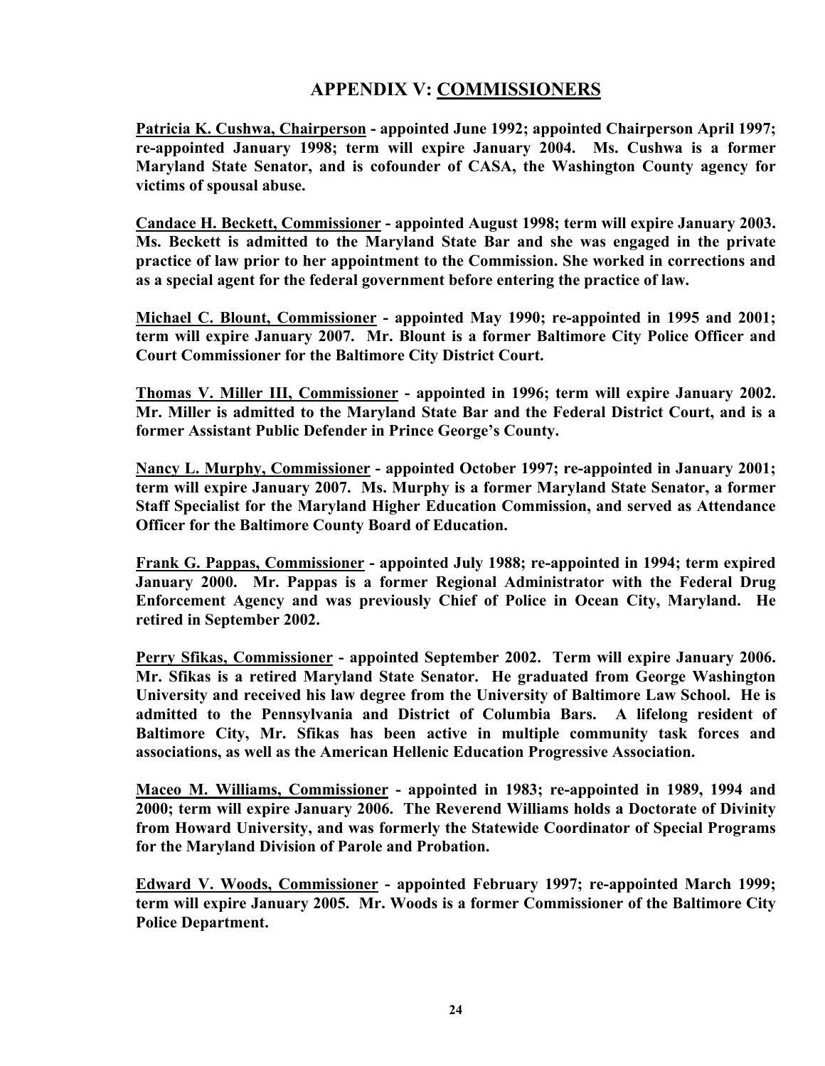# APPENDIX V: COMMISSIONERS

**Patricia K. Cushwa, Chairperson - appointed June 1992; appointed Chairperson April 1997; re-appointed January 1998; term will expire January 2004. Ms. Cushwa is a former Maryland State Senator, and is cofounder of CASA, the Washington County agency for victims of spousal abuse.**

**Candace H. Beckett, Commissioner - appointed August 1998; term will expire January 2003. Ms. Beckett is admitted to the Maryland State Bar and she was engaged in the private practice of law prior to her appointment to the Commission. She worked in corrections and as a special agent for the federal government before entering the practice of law.**

**Michael C. Blount, Commissioner - appointed May 1990; re-appointed in 1995 and 2001; term will expire January 2007. Mr. Blount is a former Baltimore City Police Officer and Court Commissioner for the Baltimore City District Court.**

**Thomas V. Miller III, Commissioner - appointed in 1996; term will expire January 2002. Mr. Miller is admitted to the Maryland State Bar and the Federal District Court, and is a former Assistant Public Defender in Prince George's County.**

**Nancy L. Murphy, Commissioner - appointed October 1997; re-appointed in January 2001; term will expire January 2007. Ms. Murphy is a former Maryland State Senator, a former Staff Specialist for the Maryland Higher Education Commission, and served as Attendance Officer for the Baltimore County Board of Education.**

**Frank G. Pappas, Commissioner - appointed July 1988; re-appointed in 1994; term expired January 2000. Mr. Pappas is a former Regional Administrator with the Federal Drug Enforcement Agency and was previously Chief of Police in Ocean City, Maryland. He retired in September 2002.**

**Perry Sfikas, Commissioner - appointed September 2002. Term will expire January 2006. Mr. Sfikas is a retired Maryland State Senator. He graduated from George Washington University and received his law degree from the University of Baltimore Law School. He is admitted to the Pennsylvania and District of Columbia Bars. A lifelong resident of Baltimore City, Mr. Sfikas has been active in multiple community task forces and associations, as well as the American Hellenic Education Progressive Association.**

**Maceo M. Williams, Commissioner - appointed in 1983; re-appointed in 1989, 1994 and 2000; term will expire January 2006. The Reverend Williams holds a Doctorate of Divinity from Howard University, and was formerly the Statewide Coordinator of Special Programs for the Maryland Division of Parole and Probation.**

**Edward V. Woods, Commissioner - appointed February 1997; re-appointed March 1999; term will expire January 2005. Mr. Woods is a former Commissioner of the Baltimore City Police Department.**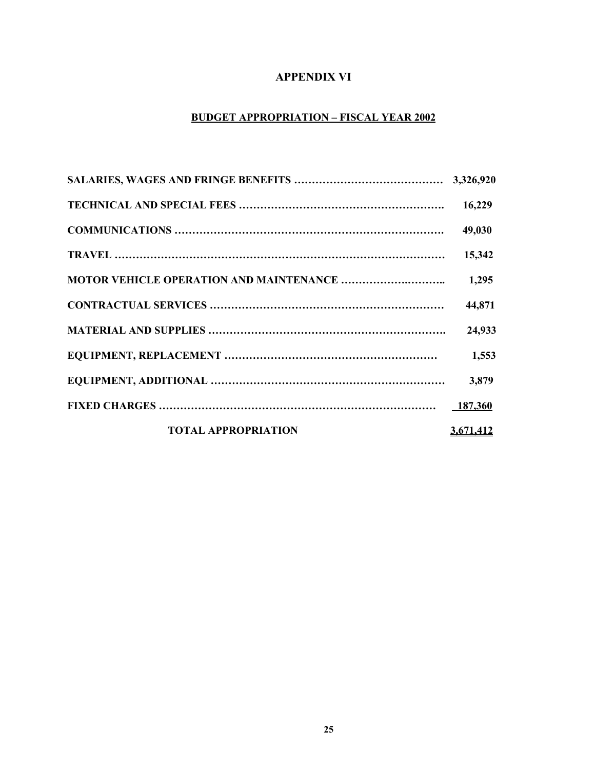# APPENDIX VI

## BUDGET APPROPRIATION – FISCAL YEAR 2002

| | |
|---|---|
| **SALARIES, WAGES AND FRINGE BENEFITS** | **3,326,920** |
| **TECHNICAL AND SPECIAL FEES** | **16,229** |
| **COMMUNICATIONS** | **49,030** |
| **TRAVEL** | **15,342** |
| **MOTOR VEHICLE OPERATION AND MAINTENANCE** | **1,295** |
| **CONTRACTUAL SERVICES** | **44,871** |
| **MATERIAL AND SUPPLIES** | **24,933** |
| **EQUIPMENT, REPLACEMENT** | **1,553** |
| **EQUIPMENT, ADDITIONAL** | **3,879** |
| **FIXED CHARGES** | **187,360** |
| **TOTAL APPROPRIATION** | **3,671,412** |